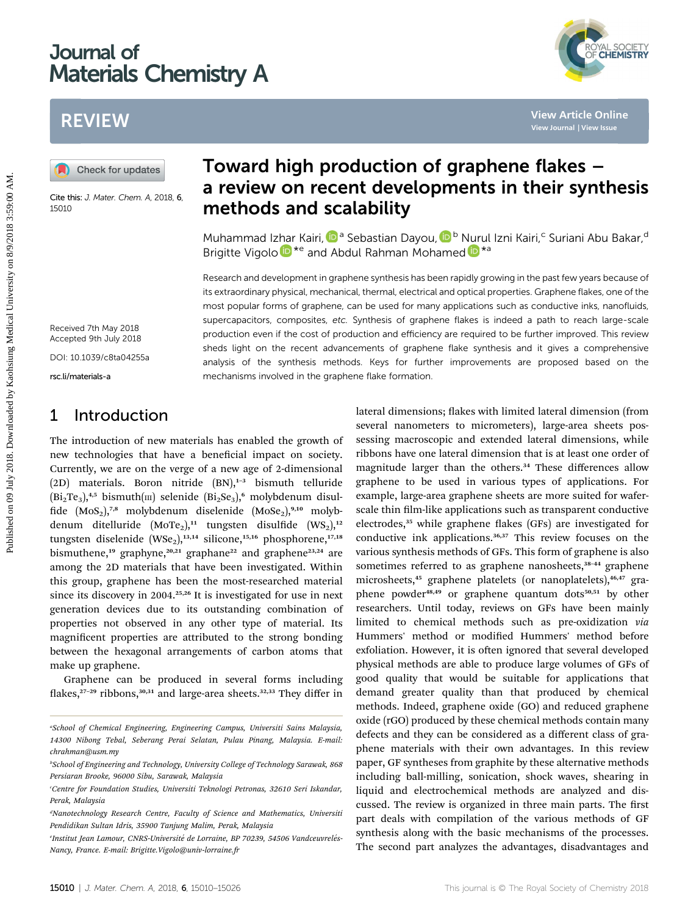# Journal of Materials Chemistry A

REVIEW

Cite this: *J. Mater. Chem. A*, 2018, **6**, 15010

Received 7th May 2018
Accepted 9th July 2018

DOI: 10.1039/c8ta04255a

rsc.li/materials-a

# Toward high production of graphene flakes – a review on recent developments in their synthesis methods and scalability

Muhammad Izhar Kairi,[a] Sebastian Dayou,[b] Nurul Izni Kairi,[c] Suriani Abu Bakar,[d] Brigitte Vigolo[*e] and Abdul Rahman Mohamed[*a]

Research and development in graphene synthesis has been rapidly growing in the past few years because of its extraordinary physical, mechanical, thermal, electrical and optical properties. Graphene flakes, one of the most popular forms of graphene, can be used for many applications such as conductive inks, nanofluids, supercapacitors, composites, *etc.* Synthesis of graphene flakes is indeed a path to reach large-scale production even if the cost of production and efficiency are required to be further improved. This review sheds light on the recent advancements of graphene flake synthesis and it gives a comprehensive analysis of the synthesis methods. Keys for further improvements are proposed based on the mechanisms involved in the graphene flake formation.

## 1 Introduction

The introduction of new materials has enabled the growth of new technologies that have a beneficial impact on society. Currently, we are on the verge of a new age of 2-dimensional (2D) materials. Boron nitride (BN),[1–3] bismuth telluride ($Bi_2Te_3$),[4,5] bismuth(III) selenide ($Bi_2Se_3$),[6] molybdenum disulfide ($MoS_2$),[7,8] molybdenum diselenide ($MoSe_2$),[9,10] molybdenum ditelluride ($MoTe_2$),[11] tungsten disulfide ($WS_2$),[12] tungsten diselenide ($WSe_2$),[13,14] silicone,[15,16] phosphorene,[17,18] bismuthene,[19] graphyne,[20,21] graphane[22] and graphene[23,24] are among the 2D materials that have been investigated. Within this group, graphene has been the most-researched material since its discovery in 2004.[25,26] It is investigated for use in next generation devices due to its outstanding combination of properties not observed in any other type of material. Its magnificent properties are attributed to the strong bonding between the hexagonal arrangements of carbon atoms that make up graphene.

Graphene can be produced in several forms including flakes,[27–29] ribbons,[30,31] and large-area sheets.[32,33] They differ in lateral dimensions; flakes with limited lateral dimension (from several nanometers to micrometers), large-area sheets possessing macroscopic and extended lateral dimensions, while ribbons have one lateral dimension that is at least one order of magnitude larger than the others.[34] These differences allow graphene to be used in various types of applications. For example, large-area graphene sheets are more suited for wafer-scale thin film-like applications such as transparent conductive electrodes,[35] while graphene flakes (GFs) are investigated for conductive ink applications.[36,37] This review focuses on the various synthesis methods of GFs. This form of graphene is also sometimes referred to as graphene nanosheets,[38–44] graphene microsheets,[45] graphene platelets (or nanoplatelets),[46,47] graphene powder[48,49] or graphene quantum dots[50,51] by other researchers. Until today, reviews on GFs have been mainly limited to chemical methods such as pre-oxidization *via* Hummers' method or modified Hummers' method before exfoliation. However, it is often ignored that several developed physical methods are able to produce large volumes of GFs of good quality that would be suitable for applications that demand greater quality than that produced by chemical methods. Indeed, graphene oxide (GO) and reduced graphene oxide (rGO) produced by these chemical methods contain many defects and they can be considered as a different class of graphene materials with their own advantages. In this review paper, GF syntheses from graphite by these alternative methods including ball-milling, sonication, shock waves, shearing in liquid and electrochemical methods are analyzed and discussed. The review is organized in three main parts. The first part deals with compilation of the various methods of GF synthesis along with the basic mechanisms of the processes. The second part analyzes the advantages, disadvantages and

[a] School of Chemical Engineering, Engineering Campus, Universiti Sains Malaysia, 14300 Nibong Tebal, Seberang Perai Selatan, Pulau Pinang, Malaysia. E-mail: chrahman@usm.my

[b] School of Engineering and Technology, University College of Technology Sarawak, 868 Persiaran Brooke, 96000 Sibu, Sarawak, Malaysia

[c] Centre for Foundation Studies, Universiti Teknologi Petronas, 32610 Seri Iskandar, Perak, Malaysia

[d] Nanotechnology Research Centre, Faculty of Science and Mathematics, Universiti Pendidikan Sultan Idris, 35900 Tanjung Malim, Perak, Malaysia

[e] Institut Jean Lamour, CNRS-Université de Lorraine, BP 70239, 54506 Vandceuvrelés-Nancy, France. E-mail: Brigitte.Vigolo@univ-lorraine.fr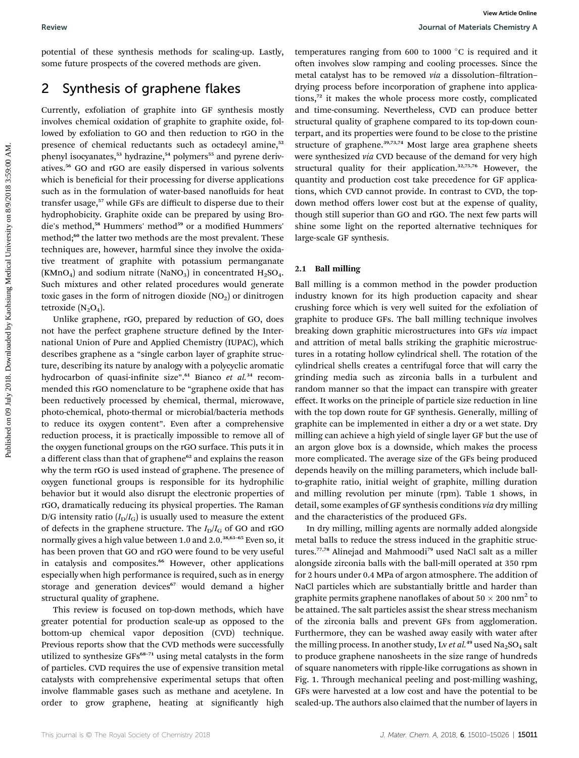potential of these synthesis methods for scaling-up. Lastly, some future prospects of the covered methods are given.

## 2 Synthesis of graphene flakes

Currently, exfoliation of graphite into GF synthesis mostly involves chemical oxidation of graphite to graphite oxide, followed by exfoliation to GO and then reduction to rGO in the presence of chemical reductants such as octadecyl amine,[52] phenyl isocyanates,[53] hydrazine,[54] polymers[55] and pyrene derivatives.[56] GO and rGO are easily dispersed in various solvents which is beneficial for their processing for diverse applications such as in the formulation of water-based nanofluids for heat transfer usage,[57] while GFs are difficult to disperse due to their hydrophobicity. Graphite oxide can be prepared by using Brodie's method,[58] Hummers' method[59] or a modified Hummers' method;[60] the latter two methods are the most prevalent. These techniques are, however, harmful since they involve the oxidative treatment of graphite with potassium permanganate ($KMnO_4$) and sodium nitrate ($NaNO_3$) in concentrated $H_2SO_4$. Such mixtures and other related procedures would generate toxic gases in the form of nitrogen dioxide ($NO_2$) or dinitrogen tetroxide ($N_2O_4$).

Unlike graphene, rGO, prepared by reduction of GO, does not have the perfect graphene structure defined by the International Union of Pure and Applied Chemistry (IUPAC), which describes graphene as a "single carbon layer of graphite structure, describing its nature by analogy with a polycyclic aromatic hydrocarbon of quasi-infinite size".[61] Bianco *et al.*[34] recommended this rGO nomenclature to be "graphene oxide that has been reductively processed by chemical, thermal, microwave, photo-chemical, photo-thermal or microbial/bacteria methods to reduce its oxygen content". Even after a comprehensive reduction process, it is practically impossible to remove all of the oxygen functional groups on the rGO surface. This puts it in a different class than that of graphene[62] and explains the reason why the term rGO is used instead of graphene. The presence of oxygen functional groups is responsible for its hydrophilic behavior but it would also disrupt the electronic properties of rGO, dramatically reducing its physical properties. The Raman D/G intensity ratio ($I_D/I_G$) is usually used to measure the extent of defects in the graphene structure. The $I_D/I_G$ of GO and rGO normally gives a high value between 1.0 and 2.0.[38,63–65] Even so, it has been proven that GO and rGO were found to be very useful in catalysis and composites.[66] However, other applications especially when high performance is required, such as in energy storage and generation devices[67] would demand a higher structural quality of graphene.

This review is focused on top-down methods, which have greater potential for production scale-up as opposed to the bottom-up chemical vapor deposition (CVD) technique. Previous reports show that the CVD methods were successfully utilized to synthesize GFs[68–71] using metal catalysts in the form of particles. CVD requires the use of expensive transition metal catalysts with comprehensive experimental setups that often involve flammable gases such as methane and acetylene. In order to grow graphene, heating at significantly high temperatures ranging from 600 to 1000 °C is required and it often involves slow ramping and cooling processes. Since the metal catalyst has to be removed *via* a dissolution–filtration–drying process before incorporation of graphene into applications,[72] it makes the whole process more costly, complicated and time-consuming. Nevertheless, CVD can produce better structural quality of graphene compared to its top-down counterpart, and its properties were found to be close to the pristine structure of graphene.[39,73,74] Most large area graphene sheets were synthesized *via* CVD because of the demand for very high structural quality for their application.[32,75,76] However, the quantity and production cost take precedence for GF applications, which CVD cannot provide. In contrast to CVD, the top-down method offers lower cost but at the expense of quality, though still superior than GO and rGO. The next few parts will shine some light on the reported alternative techniques for large-scale GF synthesis.

### 2.1 Ball milling

Ball milling is a common method in the powder production industry known for its high production capacity and shear crushing force which is very well suited for the exfoliation of graphite to produce GFs. The ball milling technique involves breaking down graphitic microstructures into GFs *via* impact and attrition of metal balls striking the graphitic microstructures in a rotating hollow cylindrical shell. The rotation of the cylindrical shells creates a centrifugal force that will carry the grinding media such as zirconia balls in a turbulent and random manner so that the impact can transpire with greater effect. It works on the principle of particle size reduction in line with the top down route for GF synthesis. Generally, milling of graphite can be implemented in either a dry or a wet state. Dry milling can achieve a high yield of single layer GF but the use of an argon glove box is a downside, which makes the process more complicated. The average size of the GFs being produced depends heavily on the milling parameters, which include ball-to-graphite ratio, initial weight of graphite, milling duration and milling revolution per minute (rpm). Table 1 shows, in detail, some examples of GF synthesis conditions *via* dry milling and the characteristics of the produced GFs.

In dry milling, milling agents are normally added alongside metal balls to reduce the stress induced in the graphitic structures.[77,78] Alinejad and Mahmoodi[79] used NaCl salt as a miller alongside zirconia balls with the ball-mill operated at 350 rpm for 2 hours under 0.4 MPa of argon atmosphere. The addition of NaCl particles which are substantially brittle and harder than graphite permits graphene nanoflakes of about 50 × 200 nm² to be attained. The salt particles assist the shear stress mechanism of the zirconia balls and prevent GFs from agglomeration. Furthermore, they can be washed away easily with water after the milling process. In another study, Lv *et al.*[49] used $Na_2SO_4$ salt to produce graphene nanosheets in the size range of hundreds of square nanometers with ripple-like corrugations as shown in Fig. 1. Through mechanical peeling and post-milling washing, GFs were harvested at a low cost and have the potential to be scaled-up. The authors also claimed that the number of layers in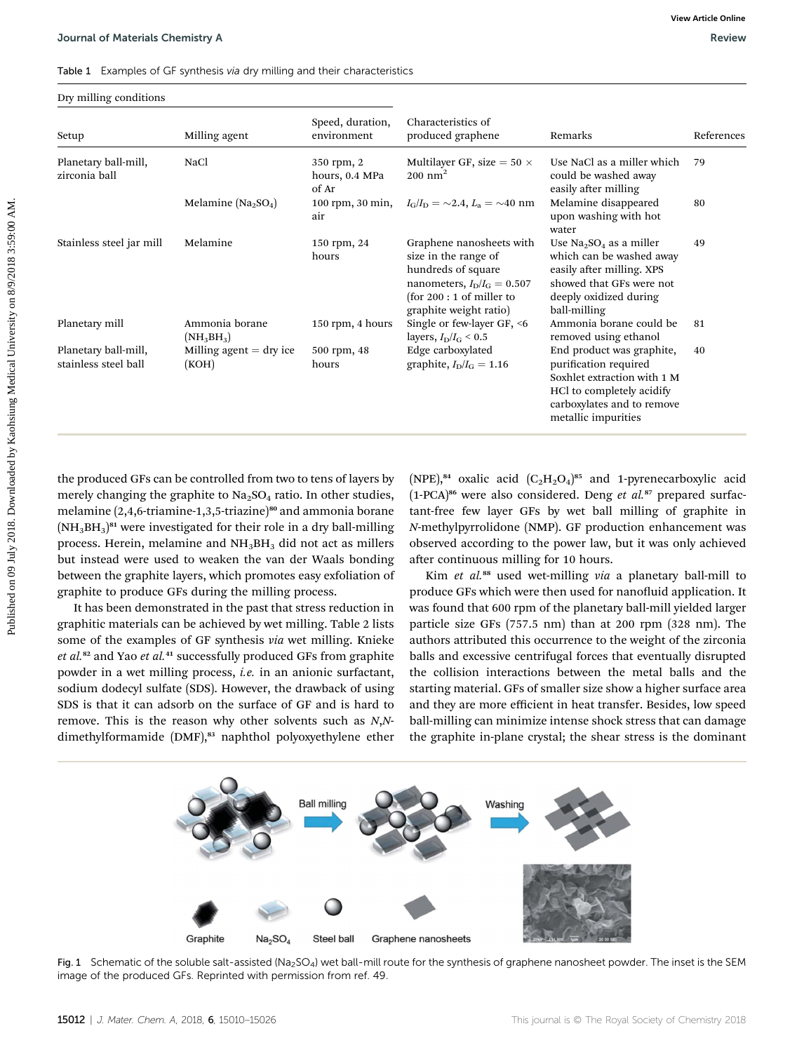Table 1 Examples of GF synthesis *via* dry milling and their characteristics

| Dry milling conditions | | | | | |
|---|---|---|---|---|---|
| Setup | Milling agent | Speed, duration, environment | Characteristics of produced graphene | Remarks | References |
| Planetary ball-mill, zirconia ball | NaCl | 350 rpm, 2 hours, 0.4 MPa of Ar | Multilayer GF, size = 50 × 200 $nm^2$ | Use NaCl as a miller which could be washed away easily after milling | 79 |
| | Melamine ($Na_2SO_4$) | 100 rpm, 30 min, air | $I_G/I_D$ = ~2.4, $L_a$ = ~40 nm | Melamine disappeared upon washing with hot water | 80 |
| Stainless steel jar mill | Melamine | 150 rpm, 24 hours | Graphene nanosheets with size in the range of hundreds of square nanometers, $I_D/I_G$ = 0.507 (for 200 : 1 of miller to graphite weight ratio) | Use $Na_2SO_4$ as a miller which can be washed away easily after milling. XPS showed that GFs were not deeply oxidized during ball-milling | 49 |
| Planetary mill | Ammonia borane ($NH_3BH_3$) | 150 rpm, 4 hours | Single or few-layer GF, <6 layers, $I_D/I_G$ < 0.5 | Ammonia borane could be removed using ethanol | 81 |
| Planetary ball-mill, stainless steel ball | Milling agent = dry ice (KOH) | 500 rpm, 48 hours | Edge carboxylated graphite, $I_D/I_G$ = 1.16 | End product was graphite, purification required Soxhlet extraction with 1 M HCl to completely acidify carboxylates and to remove metallic impurities | 40 |

the produced GFs can be controlled from two to tens of layers by merely changing the graphite to $Na_2SO_4$ ratio. In other studies, melamine (2,4,6-triamine-1,3,5-triazine)[80] and ammonia borane ($NH_3BH_3$)[81] were investigated for their role in a dry ball-milling process. Herein, melamine and $NH_3BH_3$ did not act as millers but instead were used to weaken the van der Waals bonding between the graphite layers, which promotes easy exfoliation of graphite to produce GFs during the milling process.

It has been demonstrated in the past that stress reduction in graphitic materials can be achieved by wet milling. Table 2 lists some of the examples of GF synthesis *via* wet milling. Knieke *et al.*[82] and Yao *et al.*[41] successfully produced GFs from graphite powder in a wet milling process, *i.e.* in an anionic surfactant, sodium dodecyl sulfate (SDS). However, the drawback of using SDS is that it can adsorb on the surface of GF and is hard to remove. This is the reason why other solvents such as *N*,*N*-dimethylformamide (DMF),[83] naphthol polyoxyethylene ether (NPE),[84] oxalic acid ($C_2H_2O_4$)[85] and 1-pyrenecarboxylic acid (1-PCA)[86] were also considered. Deng *et al.*[87] prepared surfactant-free few layer GFs by wet ball milling of graphite in *N*-methylpyrrolidone (NMP). GF production enhancement was observed according to the power law, but it was only achieved after continuous milling for 10 hours.

Kim *et al.*[88] used wet-milling *via* a planetary ball-mill to produce GFs which were then used for nanofluid application. It was found that 600 rpm of the planetary ball-mill yielded larger particle size GFs (757.5 nm) than at 200 rpm (328 nm). The authors attributed this occurrence to the weight of the zirconia balls and excessive centrifugal forces that eventually disrupted the collision interactions between the metal balls and the starting material. GFs of smaller size show a higher surface area and they are more efficient in heat transfer. Besides, low speed ball-milling can minimize intense shock stress that can damage the graphite in-plane crystal; the shear stress is the dominant

Fig. 1 Schematic of the soluble salt-assisted ($Na_2SO_4$) wet ball-mill route for the synthesis of graphene nanosheet powder. The inset is the SEM image of the produced GFs. Reprinted with permission from ref. 49.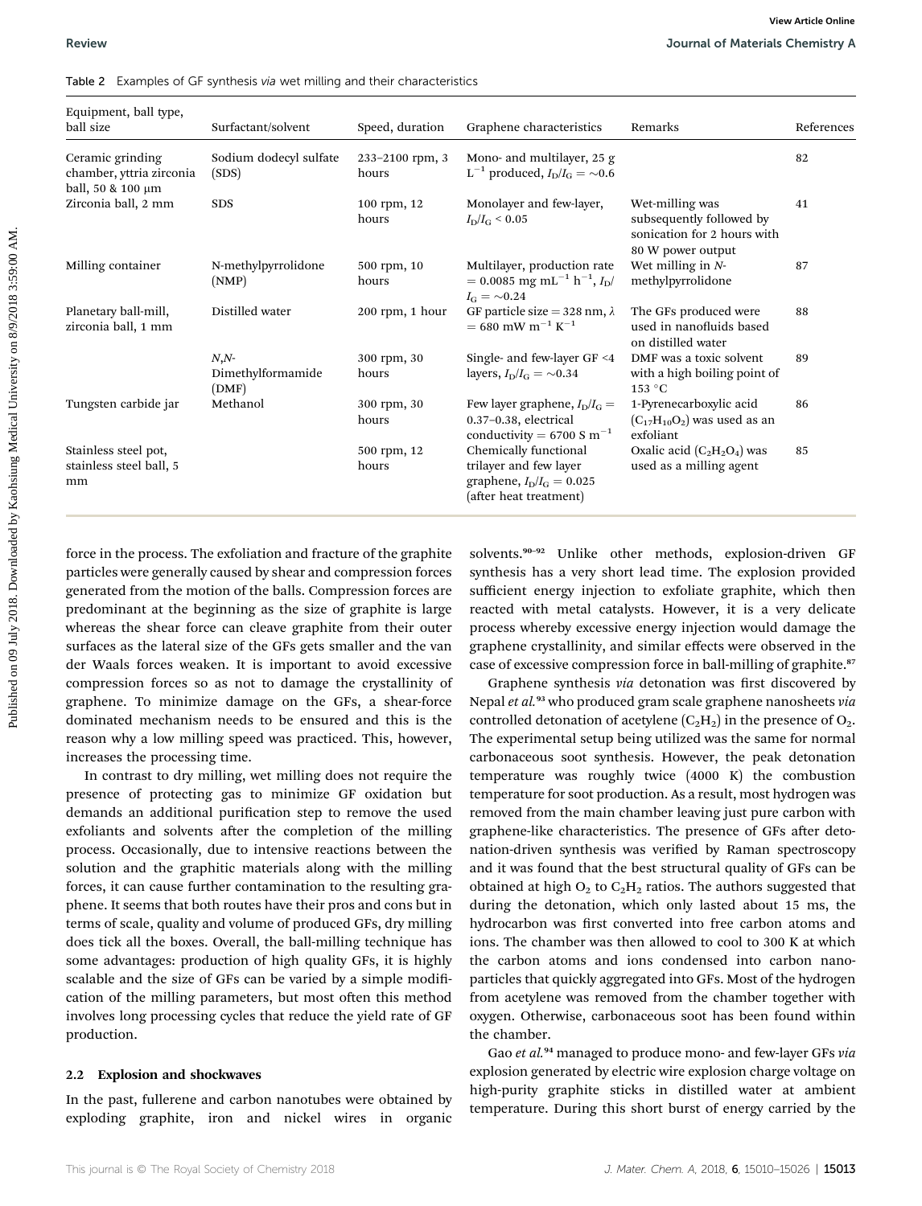Table 2 Examples of GF synthesis *via* wet milling and their characteristics

| Equipment, ball type, ball size | Surfactant/solvent | Speed, duration | Graphene characteristics | Remarks | References |
|---|---|---|---|---|---|
| Ceramic grinding chamber, yttria zirconia ball, 50 & 100 μm | Sodium dodecyl sulfate (SDS) | 233–2100 rpm, 3 hours | Mono- and multilayer, 25 g $L^{-1}$ produced, $I_D/I_G = \sim 0.6$ | | 82 |
| Zirconia ball, 2 mm | SDS | 100 rpm, 12 hours | Monolayer and few-layer, $I_D/I_G < 0.05$ | Wet-milling was subsequently followed by sonication for 2 hours with 80 W power output | 41 |
| Milling container | N-methylpyrrolidone (NMP) | 500 rpm, 10 hours | Multilayer, production rate = 0.0085 mg $mL^{-1}$ $h^{-1}$, $I_D/I_G = \sim 0.24$ | Wet milling in *N*-methylpyrrolidone | 87 |
| Planetary ball-mill, zirconia ball, 1 mm | Distilled water | 200 rpm, 1 hour | GF particle size = 328 nm, $\lambda$ = 680 mW $m^{-1}$ $K^{-1}$ | The GFs produced were used in nanofluids based on distilled water | 88 |
| | *N*,*N*-Dimethylformamide (DMF) | 300 rpm, 30 hours | Single- and few-layer GF <4 layers, $I_D/I_G = \sim 0.34$ | DMF was a toxic solvent with a high boiling point of 153 °C | 89 |
| Tungsten carbide jar | Methanol | 300 rpm, 30 hours | Few layer graphene, $I_D/I_G$ = 0.37–0.38, electrical conductivity = 6700 S $m^{-1}$ | 1-Pyrenecarboxylic acid ($C_{17}H_{10}O_2$) was used as an exfoliant | 86 |
| Stainless steel pot, stainless steel ball, 5 mm | | 500 rpm, 12 hours | Chemically functional trilayer and few layer graphene, $I_D/I_G = 0.025$ (after heat treatment) | Oxalic acid ($C_2H_2O_4$) was used as a milling agent | 85 |

force in the process. The exfoliation and fracture of the graphite particles were generally caused by shear and compression forces generated from the motion of the balls. Compression forces are predominant at the beginning as the size of graphite is large whereas the shear force can cleave graphite from their outer surfaces as the lateral size of the GFs gets smaller and the van der Waals forces weaken. It is important to avoid excessive compression forces so as not to damage the crystallinity of graphene. To minimize damage on the GFs, a shear-force dominated mechanism needs to be ensured and this is the reason why a low milling speed was practiced. This, however, increases the processing time.

In contrast to dry milling, wet milling does not require the presence of protecting gas to minimize GF oxidation but demands an additional purification step to remove the used exfoliants and solvents after the completion of the milling process. Occasionally, due to intensive reactions between the solution and the graphitic materials along with the milling forces, it can cause further contamination to the resulting graphene. It seems that both routes have their pros and cons but in terms of scale, quality and volume of produced GFs, dry milling does tick all the boxes. Overall, the ball-milling technique has some advantages: production of high quality GFs, it is highly scalable and the size of GFs can be varied by a simple modification of the milling parameters, but most often this method involves long processing cycles that reduce the yield rate of GF production.

### 2.2 Explosion and shockwaves

In the past, fullerene and carbon nanotubes were obtained by exploding graphite, iron and nickel wires in organic solvents.[90–92] Unlike other methods, explosion-driven GF synthesis has a very short lead time. The explosion provided sufficient energy injection to exfoliate graphite, which then reacted with metal catalysts. However, it is a very delicate process whereby excessive energy injection would damage the graphene crystallinity, and similar effects were observed in the case of excessive compression force in ball-milling of graphite.[87]

Graphene synthesis *via* detonation was first discovered by Nepal *et al.*[93] who produced gram scale graphene nanosheets *via* controlled detonation of acetylene ($C_2H_2$) in the presence of $O_2$. The experimental setup being utilized was the same for normal carbonaceous soot synthesis. However, the peak detonation temperature was roughly twice (4000 K) the combustion temperature for soot production. As a result, most hydrogen was removed from the main chamber leaving just pure carbon with graphene-like characteristics. The presence of GFs after detonation-driven synthesis was verified by Raman spectroscopy and it was found that the best structural quality of GFs can be obtained at high $O_2$ to $C_2H_2$ ratios. The authors suggested that during the detonation, which only lasted about 15 ms, the hydrocarbon was first converted into free carbon atoms and ions. The chamber was then allowed to cool to 300 K at which the carbon atoms and ions condensed into carbon nanoparticles that quickly aggregated into GFs. Most of the hydrogen from acetylene was removed from the chamber together with oxygen. Otherwise, carbonaceous soot has been found within the chamber.

Gao *et al.*[94] managed to produce mono- and few-layer GFs *via* explosion generated by electric wire explosion charge voltage on high-purity graphite sticks in distilled water at ambient temperature. During this short burst of energy carried by the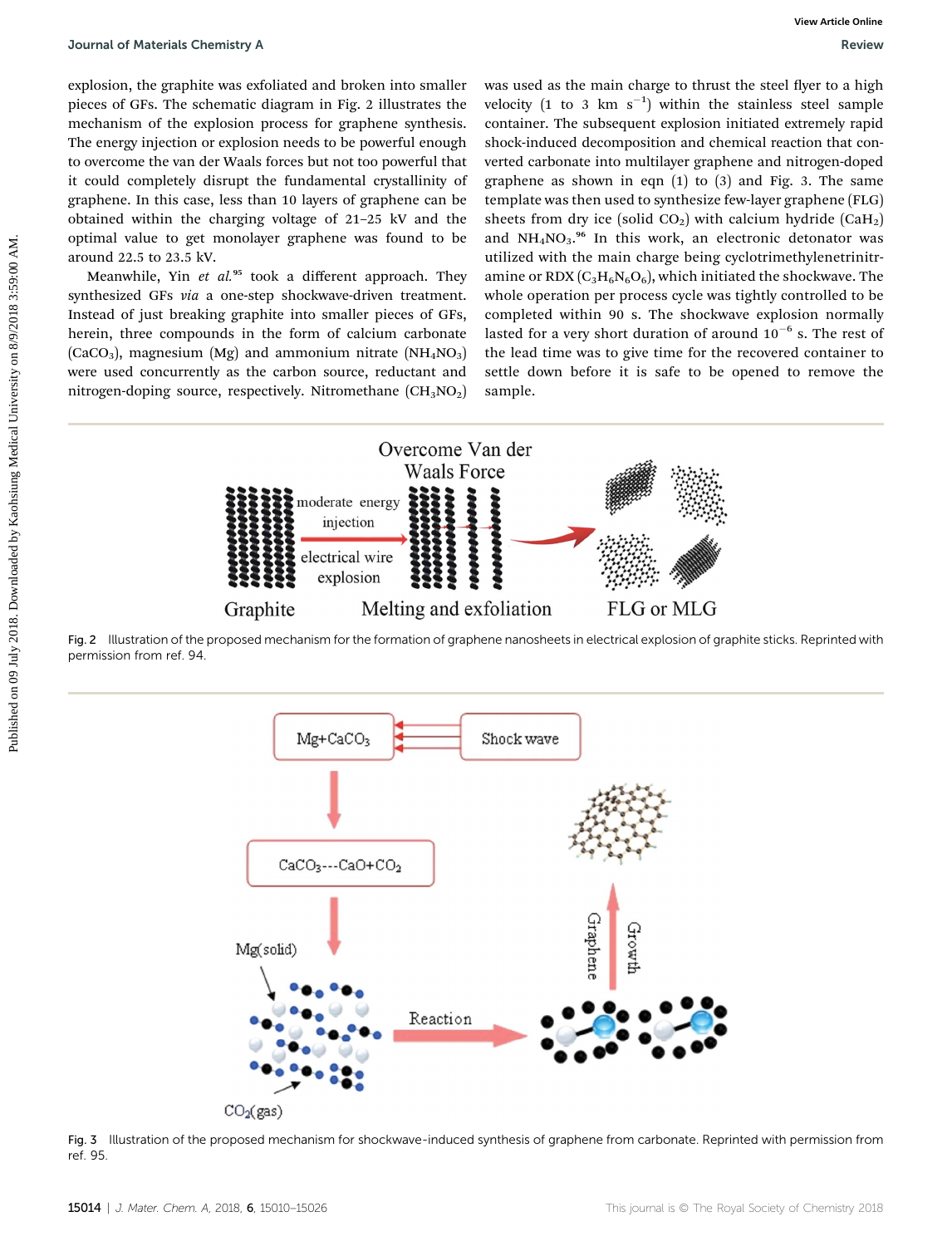explosion, the graphite was exfoliated and broken into smaller pieces of GFs. The schematic diagram in Fig. 2 illustrates the mechanism of the explosion process for graphene synthesis. The energy injection or explosion needs to be powerful enough to overcome the van der Waals forces but not too powerful that it could completely disrupt the fundamental crystallinity of graphene. In this case, less than 10 layers of graphene can be obtained within the charging voltage of 21–25 kV and the optimal value to get monolayer graphene was found to be around 22.5 to 23.5 kV.

Meanwhile, Yin *et al.*[95] took a different approach. They synthesized GFs *via* a one-step shockwave-driven treatment. Instead of just breaking graphite into smaller pieces of GFs, herein, three compounds in the form of calcium carbonate ($CaCO_3$), magnesium (Mg) and ammonium nitrate ($NH_4NO_3$) were used concurrently as the carbon source, reductant and nitrogen-doping source, respectively. Nitromethane ($CH_3NO_2$) was used as the main charge to thrust the steel flyer to a high velocity (1 to 3 km $s^{-1}$) within the stainless steel sample container. The subsequent explosion initiated extremely rapid shock-induced decomposition and chemical reaction that converted carbonate into multilayer graphene and nitrogen-doped graphene as shown in eqn (1) to (3) and Fig. 3. The same template was then used to synthesize few-layer graphene (FLG) sheets from dry ice (solid $CO_2$) with calcium hydride ($CaH_2$) and $NH_4NO_3$.[96] In this work, an electronic detonator was utilized with the main charge being cyclotrimethylenetrinitramine or RDX ($C_3H_6N_6O_6$), which initiated the shockwave. The whole operation per process cycle was tightly controlled to be completed within 90 s. The shockwave explosion normally lasted for a very short duration of around $10^{-6}$ s. The rest of the lead time was to give time for the recovered container to settle down before it is safe to be opened to remove the sample.

Fig. 2 Illustration of the proposed mechanism for the formation of graphene nanosheets in electrical explosion of graphite sticks. Reprinted with permission from ref. 94.

Fig. 3 Illustration of the proposed mechanism for shockwave-induced synthesis of graphene from carbonate. Reprinted with permission from ref. 95.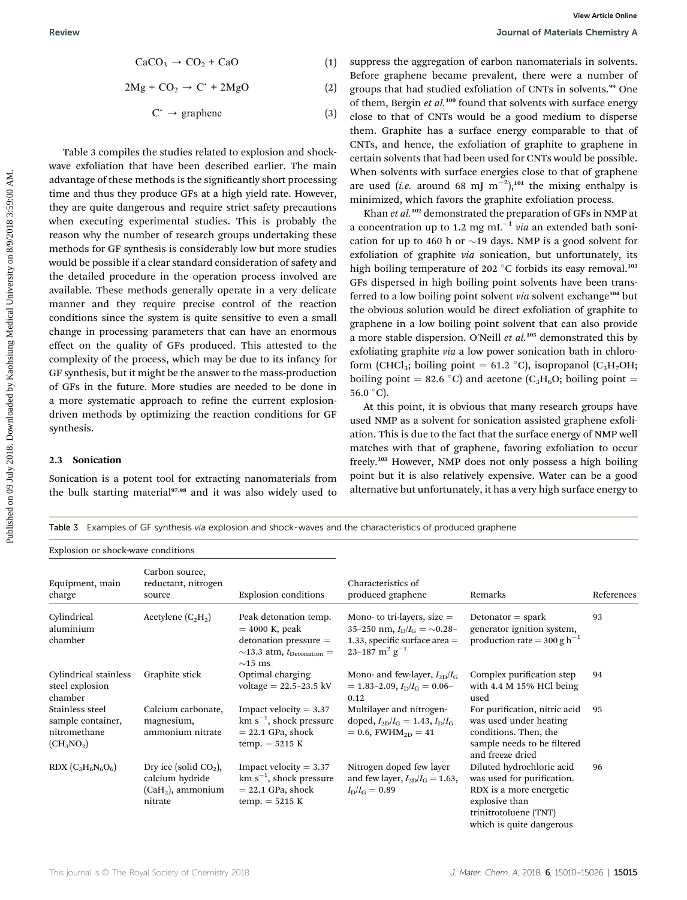$$CaCO_3 \rightarrow CO_2 + CaO \quad (1)$$

$$2Mg + CO_2 \rightarrow C^{\bullet} + 2MgO \quad (2)$$

$$C^{\bullet} \rightarrow \text{graphene} \quad (3)$$

Table 3 compiles the studies related to explosion and shock-wave exfoliation that have been described earlier. The main advantage of these methods is the significantly short processing time and thus they produce GFs at a high yield rate. However, they are quite dangerous and require strict safety precautions when executing experimental studies. This is probably the reason why the number of research groups undertaking these methods for GF synthesis is considerably low but more studies would be possible if a clear standard consideration of safety and the detailed procedure in the operation process involved are available. These methods generally operate in a very delicate manner and they require precise control of the reaction conditions since the system is quite sensitive to even a small change in processing parameters that can have an enormous effect on the quality of GFs produced. This attested to the complexity of the process, which may be due to its infancy for GF synthesis, but it might be the answer to the mass-production of GFs in the future. More studies are needed to be done in a more systematic approach to refine the current explosion-driven methods by optimizing the reaction conditions for GF synthesis.

### 2.3 Sonication

Sonication is a potent tool for extracting nanomaterials from the bulk starting material[97,98] and it was also widely used to suppress the aggregation of carbon nanomaterials in solvents. Before graphene became prevalent, there were a number of groups that had studied exfoliation of CNTs in solvents.[99] One of them, Bergin *et al.*[100] found that solvents with surface energy close to that of CNTs would be a good medium to disperse them. Graphite has a surface energy comparable to that of CNTs, and hence, the exfoliation of graphite to graphene in certain solvents that had been used for CNTs would be possible. When solvents with surface energies close to that of graphene are used (*i.e.* around 68 mJ $m^{-2}$),[101] the mixing enthalpy is minimized, which favors the graphite exfoliation process.

Khan *et al.*[102] demonstrated the preparation of GFs in NMP at a concentration up to 1.2 mg $mL^{-1}$ *via* an extended bath sonication for up to 460 h or ~19 days. NMP is a good solvent for exfoliation of graphite *via* sonication, but unfortunately, its high boiling temperature of 202 °C forbids its easy removal.[103] GFs dispersed in high boiling point solvents have been transferred to a low boiling point solvent *via* solvent exchange[104] but the obvious solution would be direct exfoliation of graphite to graphene in a low boiling point solvent that can also provide a more stable dispersion. O'Neill *et al.*[105] demonstrated this by exfoliating graphite *via* a low power sonication bath in chloroform ($CHCl_3$; boiling point = 61.2 °C), isopropanol ($C_3H_7OH$; boiling point = 82.6 °C) and acetone ($C_3H_6O$; boiling point = 56.0 °C).

At this point, it is obvious that many research groups have used NMP as a solvent for sonication assisted graphene exfoliation. This is due to the fact that the surface energy of NMP well matches with that of graphene, favoring exfoliation to occur freely.[103] However, NMP does not only possess a high boiling point but it is also relatively expensive. Water can be a good alternative but unfortunately, it has a very high surface energy to

Table 3 Examples of GF synthesis *via* explosion and shock-waves and the characteristics of produced graphene

| Explosion or shock-wave conditions | | | | | |
|---|---|---|---|---|---|
| Equipment, main charge | Carbon source, reductant, nitrogen source | Explosion conditions | Characteristics of produced graphene | Remarks | References |
| Cylindrical aluminium chamber | Acetylene ($C_2H_2$) | Peak detonation temp. = 4000 K, peak detonation pressure = ~13.3 atm, $t_{Detonation}$ = ~15 ms | Mono- to tri-layers, size = 35–250 nm, $I_D/I_G$ = ~0.28–1.33, specific surface area = 23–187 $m^2$ $g^{-1}$ | Detonator = spark generator ignition system, production rate = 300 g $h^{-1}$ | 93 |
| Cylindrical stainless steel explosion chamber | Graphite stick | Optimal charging voltage = 22.5–23.5 kV | Mono- and few-layer, $I_{2D}/I_G$ = 1.83–2.09, $I_D/I_G$ = 0.06–0.12 | Complex purification step with 4.4 M 15% HCl being used | 94 |
| Stainless steel sample container, nitromethane ($CH_3NO_2$) | Calcium carbonate, magnesium, ammonium nitrate | Impact velocity = 3.37 km $s^{-1}$, shock pressure = 22.1 GPa, shock temp. = 5215 K | Multilayer and nitrogen-doped, $I_{2D}/I_G$ = 1.43, $I_D/I_G$ = 0.6, $FWHM_{2D}$ = 41 | For purification, nitric acid was used under heating conditions. Then, the sample needs to be filtered and freeze dried | 95 |
| RDX ($C_3H_6N_6O_6$) | Dry ice (solid $CO_2$), calcium hydride ($CaH_2$), ammonium nitrate | Impact velocity = 3.37 km $s^{-1}$, shock pressure = 22.1 GPa, shock temp. = 5215 K | Nitrogen doped few layer and few layer, $I_{2D}/I_G$ = 1.63, $I_D/I_G$ = 0.89 | Diluted hydrochloric acid was used for purification. RDX is a more energetic explosive than trinitrotoluene (TNT) which is quite dangerous | 96 |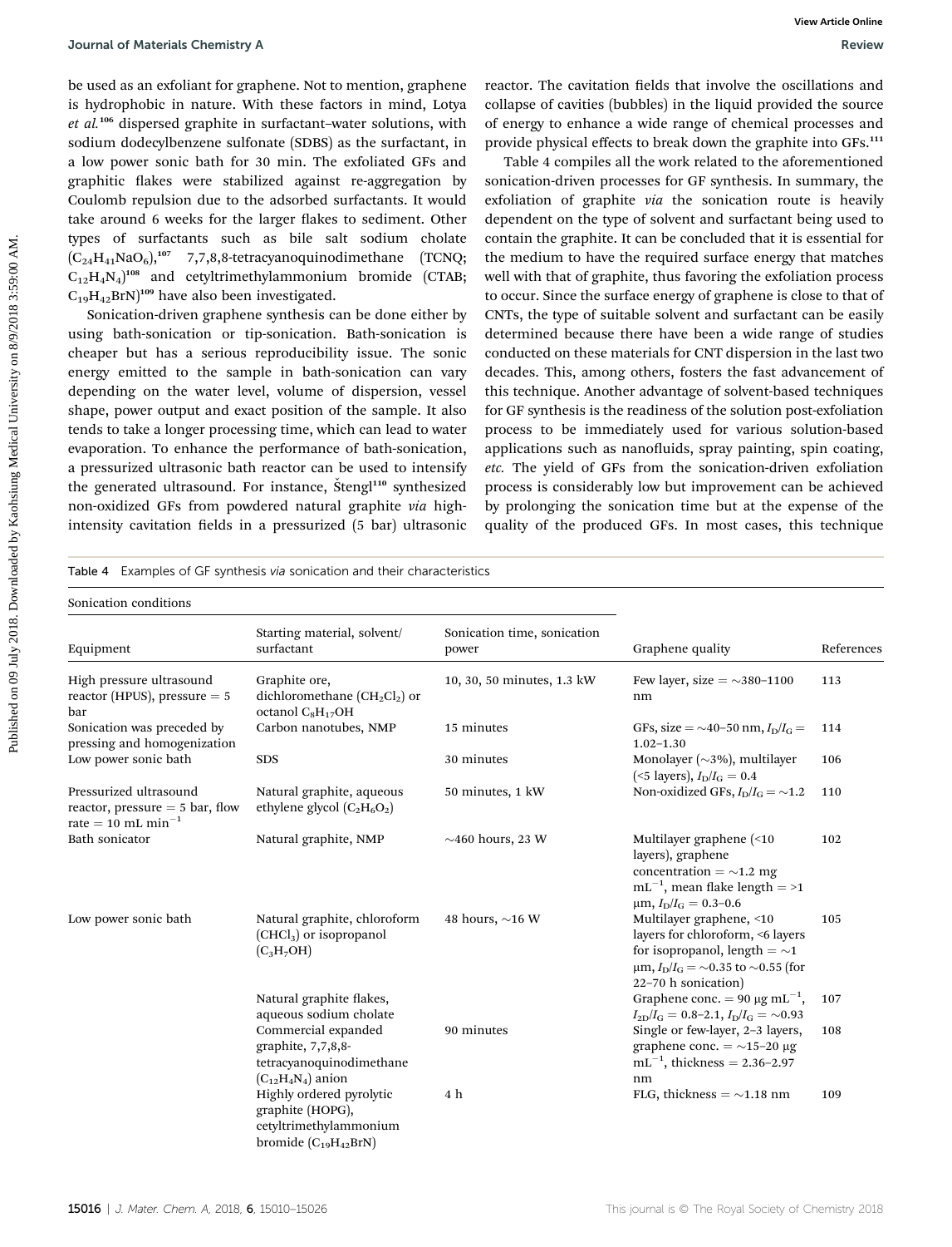be used as an exfoliant for graphene. Not to mention, graphene is hydrophobic in nature. With these factors in mind, Lotya *et al.*[106] dispersed graphite in surfactant–water solutions, with sodium dodecylbenzene sulfonate (SDBS) as the surfactant, in a low power sonic bath for 30 min. The exfoliated GFs and graphitic flakes were stabilized against re-aggregation by Coulomb repulsion due to the adsorbed surfactants. It would take around 6 weeks for the larger flakes to sediment. Other types of surfactants such as bile salt sodium cholate ($C_{24}H_{41}NaO_6$),[107] 7,7,8,8-tetracyanoquinodimethane (TCNQ; $C_{12}H_4N_4$)[108] and cetyltrimethylammonium bromide (CTAB; $C_{19}H_{42}BrN$)[109] have also been investigated.

Sonication-driven graphene synthesis can be done either by using bath-sonication or tip-sonication. Bath-sonication is cheaper but has a serious reproducibility issue. The sonic energy emitted to the sample in bath-sonication can vary depending on the water level, volume of dispersion, vessel shape, power output and exact position of the sample. It also tends to take a longer processing time, which can lead to water evaporation. To enhance the performance of bath-sonication, a pressurized ultrasonic bath reactor can be used to intensify the generated ultrasound. For instance, Štengl[110] synthesized non-oxidized GFs from powdered natural graphite *via* high-intensity cavitation fields in a pressurized (5 bar) ultrasonic reactor. The cavitation fields that involve the oscillations and collapse of cavities (bubbles) in the liquid provided the source of energy to enhance a wide range of chemical processes and provide physical effects to break down the graphite into GFs.[111]

Table 4 compiles all the work related to the aforementioned sonication-driven processes for GF synthesis. In summary, the exfoliation of graphite *via* the sonication route is heavily dependent on the type of solvent and surfactant being used to contain the graphite. It can be concluded that it is essential for the medium to have the required surface energy that matches well with that of graphite, thus favoring the exfoliation process to occur. Since the surface energy of graphene is close to that of CNTs, the type of suitable solvent and surfactant can be easily determined because there have been a wide range of studies conducted on these materials for CNT dispersion in the last two decades. This, among others, fosters the fast advancement of this technique. Another advantage of solvent-based techniques for GF synthesis is the readiness of the solution post-exfoliation process to be immediately used for various solution-based applications such as nanofluids, spray painting, spin coating, *etc.* The yield of GFs from the sonication-driven exfoliation process is considerably low but improvement can be achieved by prolonging the sonication time but at the expense of the quality of the produced GFs. In most cases, this technique

Table 4 Examples of GF synthesis *via* sonication and their characteristics

| Sonication conditions | | | | |
|---|---|---|---|---|
| Equipment | Starting material, solvent/surfactant | Sonication time, sonication power | Graphene quality | References |
| High pressure ultrasound reactor (HPUS), pressure = 5 bar | Graphite ore, dichloromethane ($CH_2Cl_2$) or octanol $C_8H_{17}OH$ | 10, 30, 50 minutes, 1.3 kW | Few layer, size = ~380–1100 nm | 113 |
| Sonication was preceded by pressing and homogenization | Carbon nanotubes, NMP | 15 minutes | GFs, size = ~40–50 nm, $I_D/I_G$ = 1.02–1.30 | 114 |
| Low power sonic bath | SDS | 30 minutes | Monolayer (~3%), multilayer (<5 layers), $I_D/I_G$ = 0.4 | 106 |
| Pressurized ultrasound reactor, pressure = 5 bar, flow rate = 10 mL min$^{-1}$ | Natural graphite, aqueous ethylene glycol ($C_2H_6O_2$) | 50 minutes, 1 kW | Non-oxidized GFs, $I_D/I_G$ = ~1.2 | 110 |
| Bath sonicator | Natural graphite, NMP | ~460 hours, 23 W | Multilayer graphene (<10 layers), graphene concentration = ~1.2 mg mL$^{-1}$, mean flake length = >1 μm, $I_D/I_G$ = 0.3–0.6 | 102 |
| Low power sonic bath | Natural graphite, chloroform ($CHCl_3$) or isopropanol ($C_3H_7OH$) | 48 hours, ~16 W | Multilayer graphene, <10 layers for chloroform, <6 layers for isopropanol, length = ~1 μm, $I_D/I_G$ = ~0.35 to ~0.55 (for 22–70 h sonication) | 105 |
| | Natural graphite flakes, aqueous sodium cholate | | Graphene conc. = 90 μg mL$^{-1}$, $I_{2D}/I_G$ = 0.8–2.1, $I_D/I_G$ = ~0.93 | 107 |
| | Commercial expanded graphite, 7,7,8,8-tetracyanoquinodimethane ($C_{12}H_4N_4$) anion | 90 minutes | Single or few-layer, 2–3 layers, graphene conc. = ~15–20 μg mL$^{-1}$, thickness = 2.36–2.97 nm | 108 |
| | Highly ordered pyrolytic graphite (HOPG), cetyltrimethylammonium bromide ($C_{19}H_{42}BrN$) | 4 h | FLG, thickness = ~1.18 nm | 109 |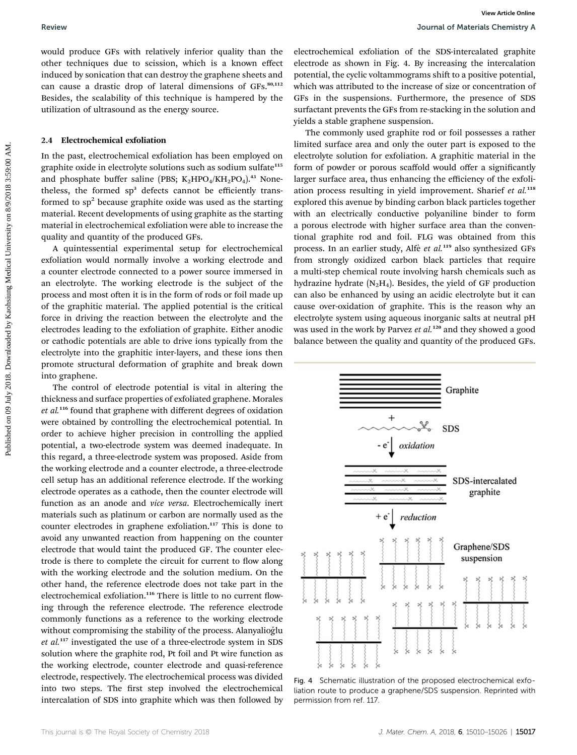would produce GFs with relatively inferior quality than the other techniques due to scission, which is a known effect induced by sonication that can destroy the graphene sheets and can cause a drastic drop of lateral dimensions of GFs.[80,112] Besides, the scalability of this technique is hampered by the utilization of ultrasound as the energy source.

### 2.4 Electrochemical exfoliation

In the past, electrochemical exfoliation has been employed on graphite oxide in electrolyte solutions such as sodium sulfate[115] and phosphate buffer saline (PBS; $K_2HPO_4/KH_2PO_4$).[43] Nonetheless, the formed $sp^3$ defects cannot be efficiently transformed to $sp^2$ because graphite oxide was used as the starting material. Recent developments of using graphite as the starting material in electrochemical exfoliation were able to increase the quality and quantity of the produced GFs.

A quintessential experimental setup for electrochemical exfoliation would normally involve a working electrode and a counter electrode connected to a power source immersed in an electrolyte. The working electrode is the subject of the process and most often it is in the form of rods or foil made up of the graphitic material. The applied potential is the critical force in driving the reaction between the electrolyte and the electrodes leading to the exfoliation of graphite. Either anodic or cathodic potentials are able to drive ions typically from the electrolyte into the graphitic inter-layers, and these ions then promote structural deformation of graphite and break down into graphene.

The control of electrode potential is vital in altering the thickness and surface properties of exfoliated graphene. Morales *et al.*[116] found that graphene with different degrees of oxidation were obtained by controlling the electrochemical potential. In order to achieve higher precision in controlling the applied potential, a two-electrode system was deemed inadequate. In this regard, a three-electrode system was proposed. Aside from the working electrode and a counter electrode, a three-electrode cell setup has an additional reference electrode. If the working electrode operates as a cathode, then the counter electrode will function as an anode and *vice versa*. Electrochemically inert materials such as platinum or carbon are normally used as the counter electrodes in graphene exfoliation.[117] This is done to avoid any unwanted reaction from happening on the counter electrode that would taint the produced GF. The counter electrode is there to complete the circuit for current to flow along with the working electrode and the solution medium. On the other hand, the reference electrode does not take part in the electrochemical exfoliation.[116] There is little to no current flowing through the reference electrode. The reference electrode commonly functions as a reference to the working electrode without compromising the stability of the process. Alanyalioğlu *et al.*[117] investigated the use of a three-electrode system in SDS solution where the graphite rod, Pt foil and Pt wire function as the working electrode, counter electrode and quasi-reference electrode, respectively. The electrochemical process was divided into two steps. The first step involved the electrochemical intercalation of SDS into graphite which was then followed by electrochemical exfoliation of the SDS-intercalated graphite electrode as shown in Fig. 4. By increasing the intercalation potential, the cyclic voltammograms shift to a positive potential, which was attributed to the increase of size or concentration of GFs in the suspensions. Furthermore, the presence of SDS surfactant prevents the GFs from re-stacking in the solution and yields a stable graphene suspension.

The commonly used graphite rod or foil possesses a rather limited surface area and only the outer part is exposed to the electrolyte solution for exfoliation. A graphitic material in the form of powder or porous scaffold would offer a significantly larger surface area, thus enhancing the efficiency of the exfoliation process resulting in yield improvement. Sharief *et al.*[118] explored this avenue by binding carbon black particles together with an electrically conductive polyaniline binder to form a porous electrode with higher surface area than the conventional graphite rod and foil. FLG was obtained from this process. In an earlier study, Alfè *et al.*[119] also synthesized GFs from strongly oxidized carbon black particles that require a multi-step chemical route involving harsh chemicals such as hydrazine hydrate ($N_2H_4$). Besides, the yield of GF production can also be enhanced by using an acidic electrolyte but it can cause over-oxidation of graphite. This is the reason why an electrolyte system using aqueous inorganic salts at neutral pH was used in the work by Parvez *et al.*[120] and they showed a good balance between the quality and quantity of the produced GFs.

Fig. 4 Schematic illustration of the proposed electrochemical exfoliation route to produce a graphene/SDS suspension. Reprinted with permission from ref. 117.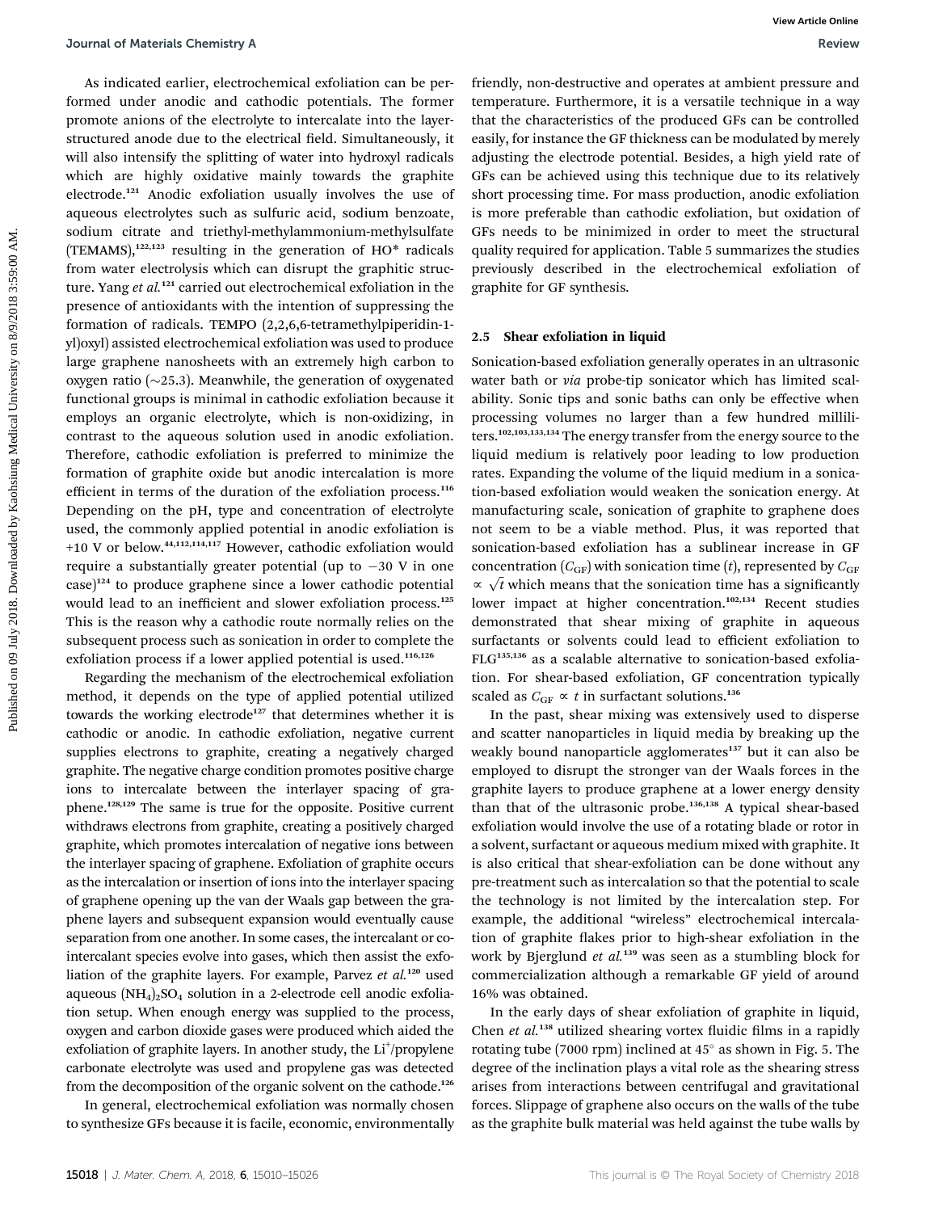As indicated earlier, electrochemical exfoliation can be performed under anodic and cathodic potentials. The former promote anions of the electrolyte to intercalate into the layer-structured anode due to the electrical field. Simultaneously, it will also intensify the splitting of water into hydroxyl radicals which are highly oxidative mainly towards the graphite electrode.[121] Anodic exfoliation usually involves the use of aqueous electrolytes such as sulfuric acid, sodium benzoate, sodium citrate and triethyl-methylammonium-methylsulfate (TEMAMS),[122,123] resulting in the generation of HO* radicals from water electrolysis which can disrupt the graphitic structure. Yang *et al.*[121] carried out electrochemical exfoliation in the presence of antioxidants with the intention of suppressing the formation of radicals. TEMPO (2,2,6,6-tetramethylpiperidin-1-yl)oxyl) assisted electrochemical exfoliation was used to produce large graphene nanosheets with an extremely high carbon to oxygen ratio (∼25.3). Meanwhile, the generation of oxygenated functional groups is minimal in cathodic exfoliation because it employs an organic electrolyte, which is non-oxidizing, in contrast to the aqueous solution used in anodic exfoliation. Therefore, cathodic exfoliation is preferred to minimize the formation of graphite oxide but anodic intercalation is more efficient in terms of the duration of the exfoliation process.[116] Depending on the pH, type and concentration of electrolyte used, the commonly applied potential in anodic exfoliation is +10 V or below.[44,112,114,117] However, cathodic exfoliation would require a substantially greater potential (up to −30 V in one case)[124] to produce graphene since a lower cathodic potential would lead to an inefficient and slower exfoliation process.[125] This is the reason why a cathodic route normally relies on the subsequent process such as sonication in order to complete the exfoliation process if a lower applied potential is used.[116,126]

Regarding the mechanism of the electrochemical exfoliation method, it depends on the type of applied potential utilized towards the working electrode[127] that determines whether it is cathodic or anodic. In cathodic exfoliation, negative current supplies electrons to graphite, creating a negatively charged graphite. The negative charge condition promotes positive charge ions to intercalate between the interlayer spacing of graphene.[128,129] The same is true for the opposite. Positive current withdraws electrons from graphite, creating a positively charged graphite, which promotes intercalation of negative ions between the interlayer spacing of graphene. Exfoliation of graphite occurs as the intercalation or insertion of ions into the interlayer spacing of graphene opening up the van der Waals gap between the graphene layers and subsequent expansion would eventually cause separation from one another. In some cases, the intercalant or co-intercalant species evolve into gases, which then assist the exfoliation of the graphite layers. For example, Parvez *et al.*[120] used aqueous $(NH_4)_2SO_4$ solution in a 2-electrode cell anodic exfoliation setup. When enough energy was supplied to the process, oxygen and carbon dioxide gases were produced which aided the exfoliation of graphite layers. In another study, the $Li^+$/propylene carbonate electrolyte was used and propylene gas was detected from the decomposition of the organic solvent on the cathode.[126]

In general, electrochemical exfoliation was normally chosen to synthesize GFs because it is facile, economic, environmentally friendly, non-destructive and operates at ambient pressure and temperature. Furthermore, it is a versatile technique in a way that the characteristics of the produced GFs can be controlled easily, for instance the GF thickness can be modulated by merely adjusting the electrode potential. Besides, a high yield rate of GFs can be achieved using this technique due to its relatively short processing time. For mass production, anodic exfoliation is more preferable than cathodic exfoliation, but oxidation of GFs needs to be minimized in order to meet the structural quality required for application. Table 5 summarizes the studies previously described in the electrochemical exfoliation of graphite for GF synthesis.

## 2.5 Shear exfoliation in liquid

Sonication-based exfoliation generally operates in an ultrasonic water bath or *via* probe-tip sonicator which has limited scalability. Sonic tips and sonic baths can only be effective when processing volumes no larger than a few hundred milliliters.[102,103,133,134] The energy transfer from the energy source to the liquid medium is relatively poor leading to low production rates. Expanding the volume of the liquid medium in a sonication-based exfoliation would weaken the sonication energy. At manufacturing scale, sonication of graphite to graphene does not seem to be a viable method. Plus, it was reported that sonication-based exfoliation has a sublinear increase in GF concentration ($C_{GF}$) with sonication time ($t$), represented by $C_{GF} \propto \sqrt{t}$ which means that the sonication time has a significantly lower impact at higher concentration.[102,134] Recent studies demonstrated that shear mixing of graphite in aqueous surfactants or solvents could lead to efficient exfoliation to FLG[135,136] as a scalable alternative to sonication-based exfoliation. For shear-based exfoliation, GF concentration typically scaled as $C_{GF} \propto t$ in surfactant solutions.[136]

In the past, shear mixing was extensively used to disperse and scatter nanoparticles in liquid media by breaking up the weakly bound nanoparticle agglomerates[137] but it can also be employed to disrupt the stronger van der Waals forces in the graphite layers to produce graphene at a lower energy density than that of the ultrasonic probe.[136,138] A typical shear-based exfoliation would involve the use of a rotating blade or rotor in a solvent, surfactant or aqueous medium mixed with graphite. It is also critical that shear-exfoliation can be done without any pre-treatment such as intercalation so that the potential to scale the technology is not limited by the intercalation step. For example, the additional "wireless" electrochemical intercalation of graphite flakes prior to high-shear exfoliation in the work by Bjerglund *et al.*[139] was seen as a stumbling block for commercialization although a remarkable GF yield of around 16% was obtained.

In the early days of shear exfoliation of graphite in liquid, Chen *et al.*[138] utilized shearing vortex fluidic films in a rapidly rotating tube (7000 rpm) inclined at 45° as shown in Fig. 5. The degree of the inclination plays a vital role as the shearing stress arises from interactions between centrifugal and gravitational forces. Slippage of graphene also occurs on the walls of the tube as the graphite bulk material was held against the tube walls by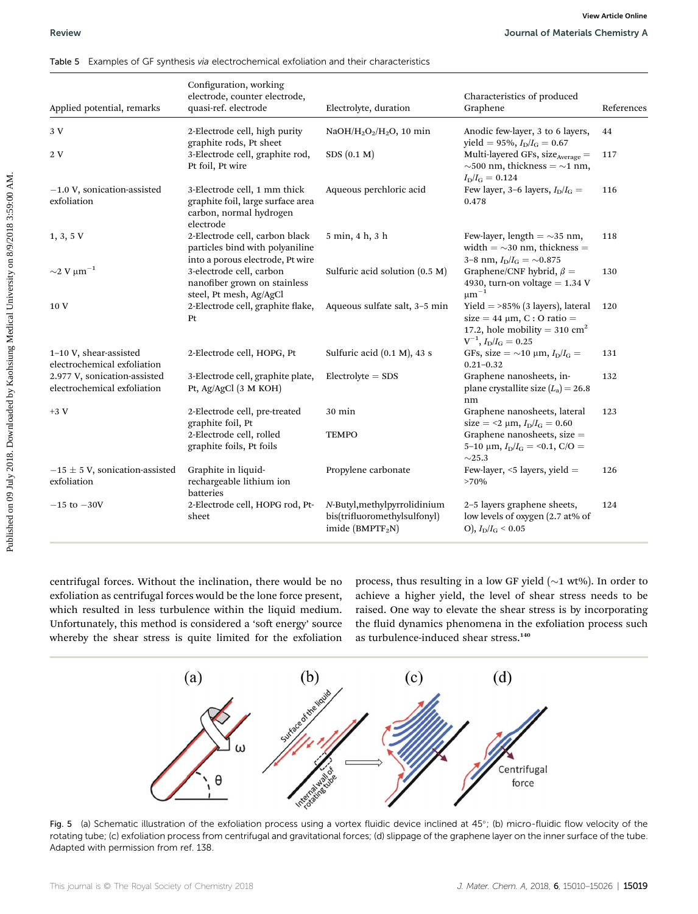Table 5 Examples of GF synthesis *via* electrochemical exfoliation and their characteristics

| Applied potential, remarks | Configuration, working electrode, counter electrode, quasi-ref. electrode | Electrolyte, duration | Characteristics of produced Graphene | References |
|---|---|---|---|---|
| 3 V | 2-Electrode cell, high purity graphite rods, Pt sheet | $NaOH/H_2O_2/H_2O$, 10 min | Anodic few-layer, 3 to 6 layers, yield = 95%, $I_D/I_G$ = 0.67 | 44 |
| 2 V | 3-Electrode cell, graphite rod, Pt foil, Pt wire | SDS (0.1 M) | Multi-layered GFs, $size_{Average}$ = ~500 nm, thickness = ~1 nm, $I_D/I_G$ = 0.124 | 117 |
| −1.0 V, sonication-assisted exfoliation | 3-Electrode cell, 1 mm thick graphite foil, large surface area carbon, normal hydrogen electrode | Aqueous perchloric acid | Few layer, 3–6 layers, $I_D/I_G$ = 0.478 | 116 |
| 1, 3, 5 V | 2-Electrode cell, carbon black particles bind with polyaniline into a porous electrode, Pt wire | 5 min, 4 h, 3 h | Few-layer, length = ~35 nm, width = ~30 nm, thickness = 3–8 nm, $I_D/I_G$ = ~0.875 | 118 |
| ~2 V $\mu m^{-1}$ | 3-electrode cell, carbon nanofiber grown on stainless steel, Pt mesh, Ag/AgCl | Sulfuric acid solution (0.5 M) | Graphene/CNF hybrid, $\beta$ = 4930, turn-on voltage = 1.34 V $\mu m^{-1}$ | 130 |
| 10 V | 2-Electrode cell, graphite flake, Pt | Aqueous sulfate salt, 3–5 min | Yield = >85% (3 layers), lateral size = 44 µm, C : O ratio = 17.2, hole mobility = 310 $cm^2$ $V^{-1}$, $I_D/I_G$ = 0.25 | 120 |
| 1–10 V, shear-assisted electrochemical exfoliation | 2-Electrode cell, HOPG, Pt | Sulfuric acid (0.1 M), 43 s | GFs, size = ~10 µm, $I_D/I_G$ = 0.21–0.32 | 131 |
| 2.977 V, sonication-assisted electrochemical exfoliation | 3-Electrode cell, graphite plate, Pt, Ag/AgCl (3 M KOH) | Electrolyte = SDS | Graphene nanosheets, in-plane crystallite size ($L_a$) = 26.8 nm | 132 |
| +3 V | 2-Electrode cell, pre-treated graphite foil, Pt | 30 min | Graphene nanosheets, lateral size = <2 µm, $I_D/I_G$ = 0.60 | 123 |
| | 2-Electrode cell, rolled graphite foils, Pt foils | TEMPO | Graphene nanosheets, size = 5–10 µm, $I_D/I_G$ = <0.1, C/O = ~25.3 | |
| −15 ± 5 V, sonication-assisted exfoliation | Graphite in liquid-rechargeable lithium ion batteries | Propylene carbonate | Few-layer, <5 layers, yield = >70% | 126 |
| −15 to −30V | 2-Electrode cell, HOPG rod, Pt-sheet | *N*-Butyl,methylpyrrolidinium bis(trifluoromethylsulfonyl) imide ($BMPTF_2N$) | 2–5 layers graphene sheets, low levels of oxygen (2.7 at% of O), $I_D/I_G$ < 0.05 | 124 |

centrifugal forces. Without the inclination, there would be no exfoliation as centrifugal forces would be the lone force present, which resulted in less turbulence within the liquid medium. Unfortunately, this method is considered a 'soft energy' source whereby the shear stress is quite limited for the exfoliation process, thus resulting in a low GF yield (~1 wt%). In order to achieve a higher yield, the level of shear stress needs to be raised. One way to elevate the shear stress is by incorporating the fluid dynamics phenomena in the exfoliation process such as turbulence-induced shear stress.[140]

Fig. 5 (a) Schematic illustration of the exfoliation process using a vortex fluidic device inclined at 45°; (b) micro-fluidic flow velocity of the rotating tube; (c) exfoliation process from centrifugal and gravitational forces; (d) slippage of the graphene layer on the inner surface of the tube. Adapted with permission from ref. 138.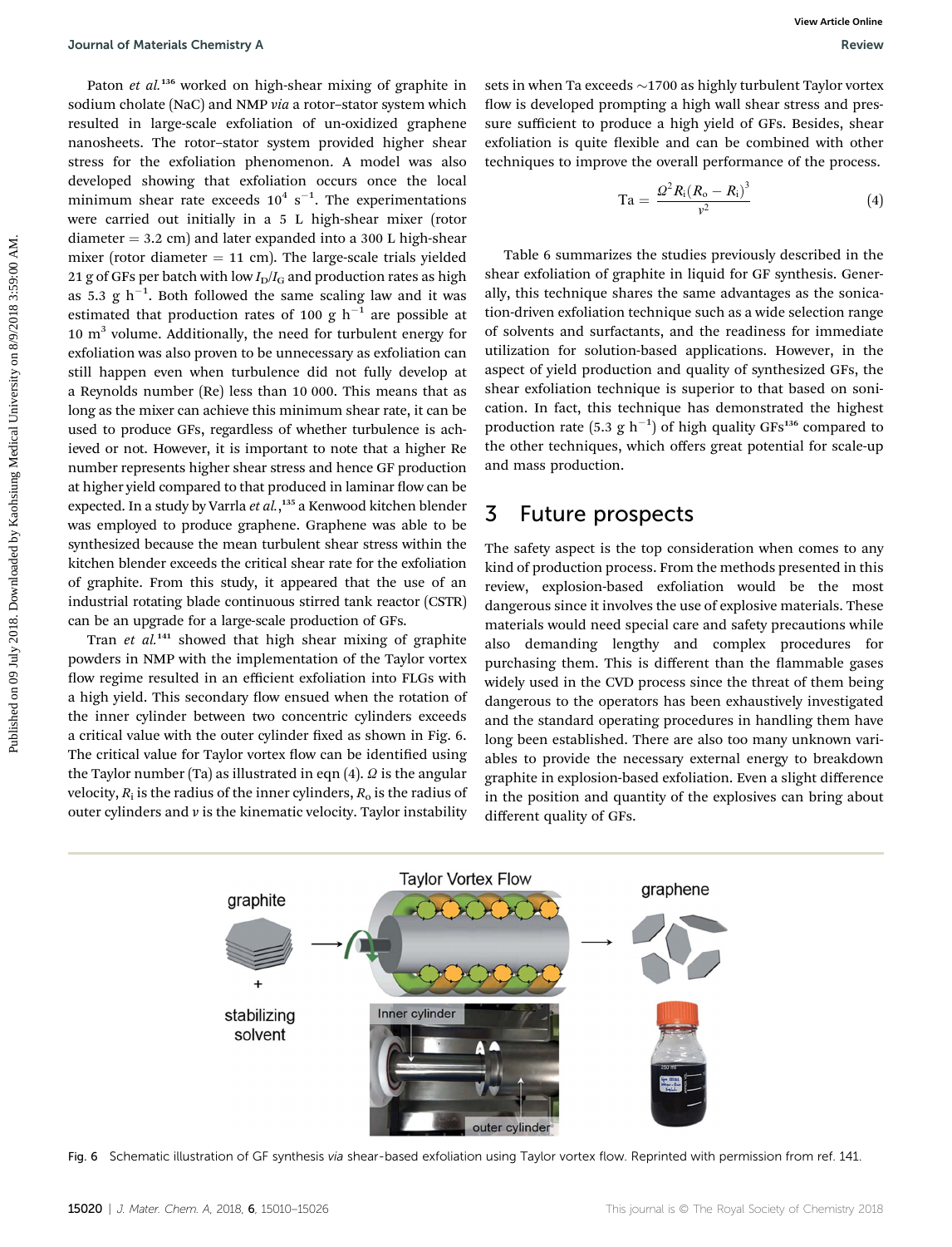Paton *et al.*[136] worked on high-shear mixing of graphite in sodium cholate (NaC) and NMP *via* a rotor–stator system which resulted in large-scale exfoliation of un-oxidized graphene nanosheets. The rotor–stator system provided higher shear stress for the exfoliation phenomenon. A model was also developed showing that exfoliation occurs once the local minimum shear rate exceeds $10^4$ s$^{-1}$. The experimentations were carried out initially in a 5 L high-shear mixer (rotor diameter = 3.2 cm) and later expanded into a 300 L high-shear mixer (rotor diameter = 11 cm). The large-scale trials yielded 21 g of GFs per batch with low $I_D/I_G$ and production rates as high as 5.3 g h$^{-1}$. Both followed the same scaling law and it was estimated that production rates of 100 g h$^{-1}$ are possible at 10 m$^3$ volume. Additionally, the need for turbulent energy for exfoliation was also proven to be unnecessary as exfoliation can still happen even when turbulence did not fully develop at a Reynolds number (Re) less than 10 000. This means that as long as the mixer can achieve this minimum shear rate, it can be used to produce GFs, regardless of whether turbulence is achieved or not. However, it is important to note that a higher Re number represents higher shear stress and hence GF production at higher yield compared to that produced in laminar flow can be expected. In a study by Varrla *et al.*,[135] a Kenwood kitchen blender was employed to produce graphene. Graphene was able to be synthesized because the mean turbulent shear stress within the kitchen blender exceeds the critical shear rate for the exfoliation of graphite. From this study, it appeared that the use of an industrial rotating blade continuous stirred tank reactor (CSTR) can be an upgrade for a large-scale production of GFs.

Tran *et al.*[141] showed that high shear mixing of graphite powders in NMP with the implementation of the Taylor vortex flow regime resulted in an efficient exfoliation into FLGs with a high yield. This secondary flow ensued when the rotation of the inner cylinder between two concentric cylinders exceeds a critical value with the outer cylinder fixed as shown in Fig. 6. The critical value for Taylor vortex flow can be identified using the Taylor number (Ta) as illustrated in eqn (4). $\Omega$ is the angular velocity, $R_i$ is the radius of the inner cylinders, $R_o$ is the radius of outer cylinders and $\nu$ is the kinematic velocity. Taylor instability sets in when Ta exceeds ~1700 as highly turbulent Taylor vortex flow is developed prompting a high wall shear stress and pressure sufficient to produce a high yield of GFs. Besides, shear exfoliation is quite flexible and can be combined with other techniques to improve the overall performance of the process.

$$\mathrm{Ta} = \frac{\Omega^2 R_i (R_o - R_i)^3}{\nu^2} \quad (4)$$

Table 6 summarizes the studies previously described in the shear exfoliation of graphite in liquid for GF synthesis. Generally, this technique shares the same advantages as the sonication-driven exfoliation technique such as a wide selection range of solvents and surfactants, and the readiness for immediate utilization for solution-based applications. However, in the aspect of yield production and quality of synthesized GFs, the shear exfoliation technique is superior to that based on sonication. In fact, this technique has demonstrated the highest production rate (5.3 g h$^{-1}$) of high quality GFs[136] compared to the other techniques, which offers great potential for scale-up and mass production.

## 3 Future prospects

The safety aspect is the top consideration when comes to any kind of production process. From the methods presented in this review, explosion-based exfoliation would be the most dangerous since it involves the use of explosive materials. These materials would need special care and safety precautions while also demanding lengthy and complex procedures for purchasing them. This is different than the flammable gases widely used in the CVD process since the threat of them being dangerous to the operators has been exhaustively investigated and the standard operating procedures in handling them have long been established. There are also too many unknown variables to provide the necessary external energy to breakdown graphite in explosion-based exfoliation. Even a slight difference in the position and quantity of the explosives can bring about different quality of GFs.

Fig. 6 Schematic illustration of GF synthesis *via* shear-based exfoliation using Taylor vortex flow. Reprinted with permission from ref. 141.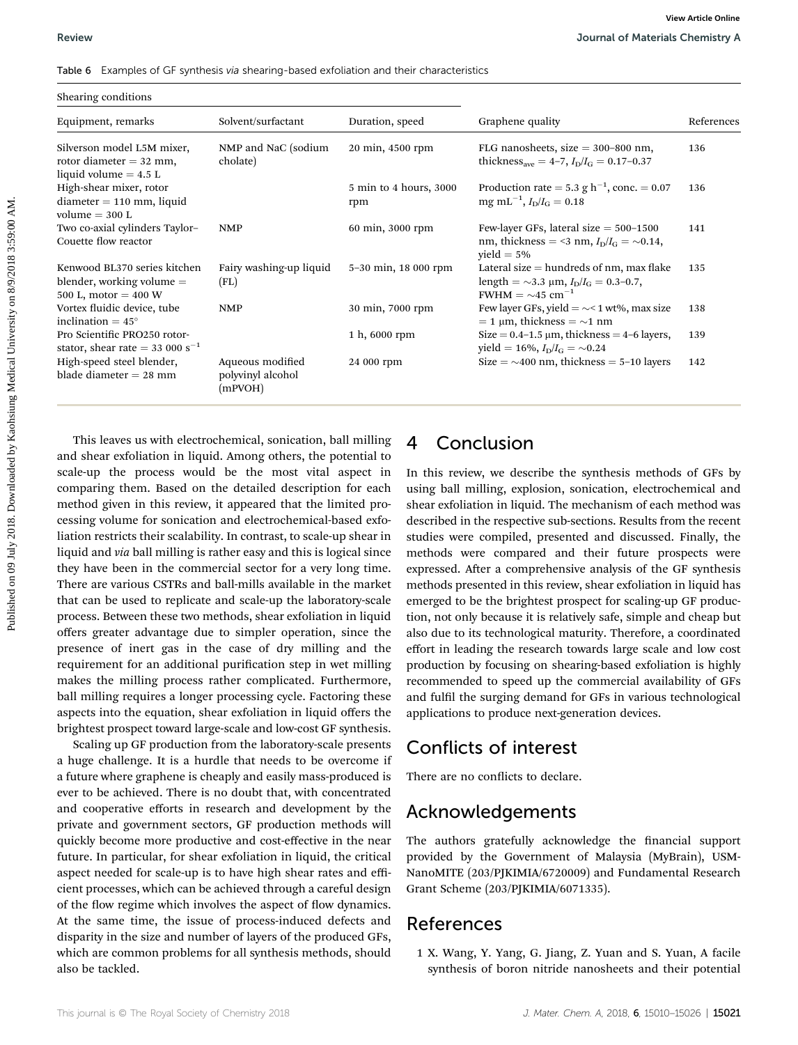Table 6 Examples of GF synthesis *via* shearing-based exfoliation and their characteristics

| Shearing conditions | | | | |
|---|---|---|---|---|
| Equipment, remarks | Solvent/surfactant | Duration, speed | Graphene quality | References |
| Silverson model L5M mixer, rotor diameter = 32 mm, liquid volume = 4.5 L | NMP and NaC (sodium cholate) | 20 min, 4500 rpm | FLG nanosheets, size = 300–800 nm, $\text{thickness}_{\text{ave}}$ = 4–7, $I_D/I_G$ = 0.17–0.37 | 136 |
| High-shear mixer, rotor diameter = 110 mm, liquid volume = 300 L | | 5 min to 4 hours, 3000 rpm | Production rate = 5.3 g $h^{-1}$, conc. = 0.07 mg $mL^{-1}$, $I_D/I_G$ = 0.18 | 136 |
| Two co-axial cylinders Taylor–Couette flow reactor | NMP | 60 min, 3000 rpm | Few-layer GFs, lateral size = 500–1500 nm, thickness = <3 nm, $I_D/I_G$ = ~0.14, yield = 5% | 141 |
| Kenwood BL370 series kitchen blender, working volume = 500 L, motor = 400 W | Fairy washing-up liquid (FL) | 5–30 min, 18 000 rpm | Lateral size = hundreds of nm, max flake length = ~3.3 μm, $I_D/I_G$ = 0.3–0.7, FWHM = ~45 $cm^{-1}$ | 135 |
| Vortex fluidic device, tube inclination = 45° | NMP | 30 min, 7000 rpm | Few layer GFs, yield = ~< 1 wt%, max size = 1 μm, thickness = ~1 nm | 138 |
| Pro Scientific PRO250 rotor-stator, shear rate = 33 000 $s^{-1}$ | | 1 h, 6000 rpm | Size = 0.4–1.5 μm, thickness = 4–6 layers, yield = 16%, $I_D/I_G$ = ~0.24 | 139 |
| High-speed steel blender, blade diameter = 28 mm | Aqueous modified polyvinyl alcohol (mPVOH) | 24 000 rpm | Size = ~400 nm, thickness = 5–10 layers | 142 |

This leaves us with electrochemical, sonication, ball milling and shear exfoliation in liquid. Among others, the potential to scale-up the process would be the most vital aspect in comparing them. Based on the detailed description for each method given in this review, it appeared that the limited processing volume for sonication and electrochemical-based exfoliation restricts their scalability. In contrast, to scale-up shear in liquid and *via* ball milling is rather easy and this is logical since they have been in the commercial sector for a very long time. There are various CSTRs and ball-mills available in the market that can be used to replicate and scale-up the laboratory-scale process. Between these two methods, shear exfoliation in liquid offers greater advantage due to simpler operation, since the presence of inert gas in the case of dry milling and the requirement for an additional purification step in wet milling makes the milling process rather complicated. Furthermore, ball milling requires a longer processing cycle. Factoring these aspects into the equation, shear exfoliation in liquid offers the brightest prospect toward large-scale and low-cost GF synthesis.

Scaling up GF production from the laboratory-scale presents a huge challenge. It is a hurdle that needs to be overcome if a future where graphene is cheaply and easily mass-produced is ever to be achieved. There is no doubt that, with concentrated and cooperative efforts in research and development by the private and government sectors, GF production methods will quickly become more productive and cost-effective in the near future. In particular, for shear exfoliation in liquid, the critical aspect needed for scale-up is to have high shear rates and efficient processes, which can be achieved through a careful design of the flow regime which involves the aspect of flow dynamics. At the same time, the issue of process-induced defects and disparity in the size and number of layers of the produced GFs, which are common problems for all synthesis methods, should also be tackled.

# 4 Conclusion

In this review, we describe the synthesis methods of GFs by using ball milling, explosion, sonication, electrochemical and shear exfoliation in liquid. The mechanism of each method was described in the respective sub-sections. Results from the recent studies were compiled, presented and discussed. Finally, the methods were compared and their future prospects were expressed. After a comprehensive analysis of the GF synthesis methods presented in this review, shear exfoliation in liquid has emerged to be the brightest prospect for scaling-up GF production, not only because it is relatively safe, simple and cheap but also due to its technological maturity. Therefore, a coordinated effort in leading the research towards large scale and low cost production by focusing on shearing-based exfoliation is highly recommended to speed up the commercial availability of GFs and fulfil the surging demand for GFs in various technological applications to produce next-generation devices.

# Conflicts of interest

There are no conflicts to declare.

# Acknowledgements

The authors gratefully acknowledge the financial support provided by the Government of Malaysia (MyBrain), USM-NanoMITE (203/PJKIMIA/6720009) and Fundamental Research Grant Scheme (203/PJKIMIA/6071335).

# References

1 X. Wang, Y. Yang, G. Jiang, Z. Yuan and S. Yuan, A facile synthesis of boron nitride nanosheets and their potential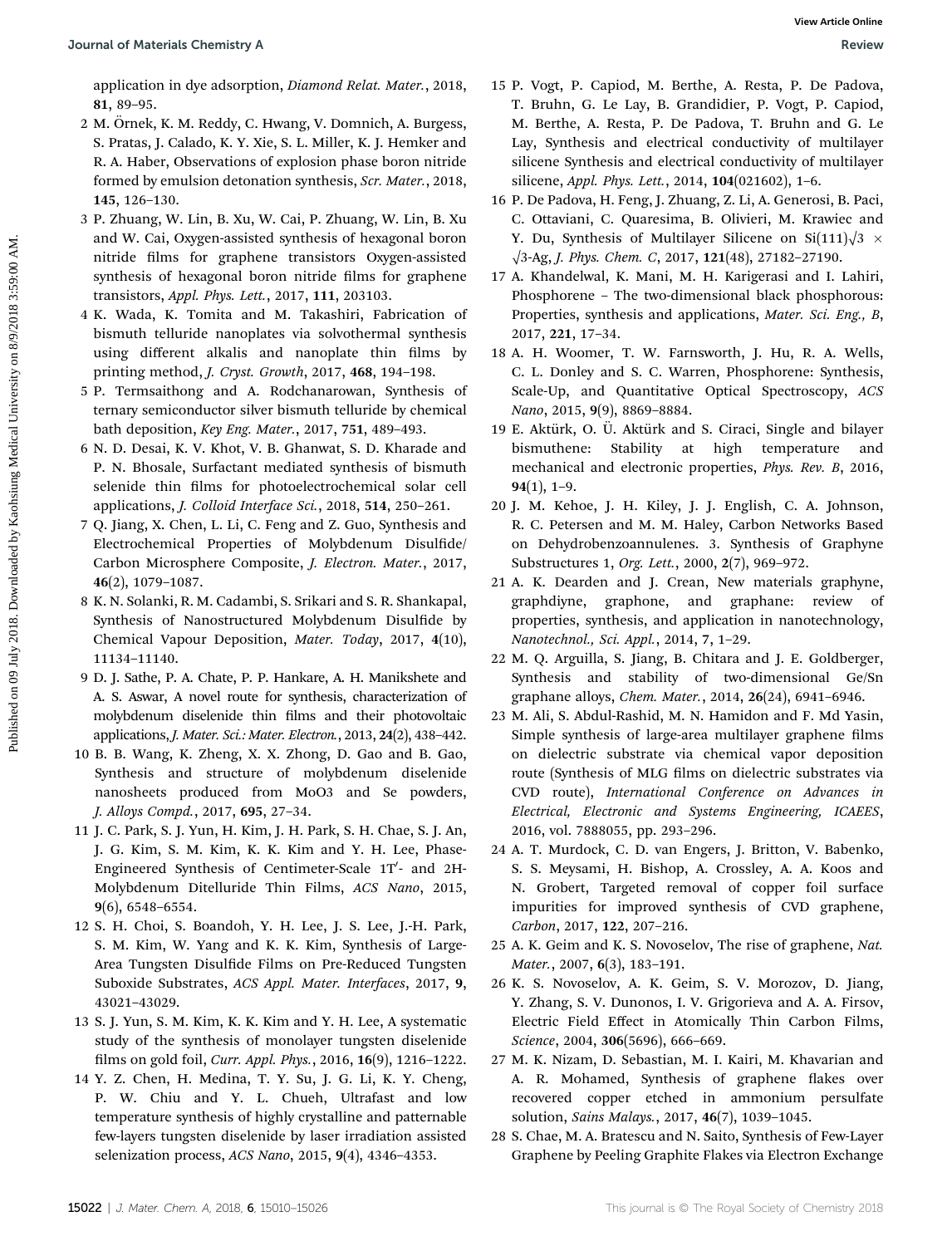application in dye adsorption, *Diamond Relat. Mater.*, 2018, **81**, 89–95.

2 M. Örnek, K. M. Reddy, C. Hwang, V. Domnich, A. Burgess, S. Pratas, J. Calado, K. Y. Xie, S. L. Miller, K. J. Hemker and R. A. Haber, Observations of explosion phase boron nitride formed by emulsion detonation synthesis, *Scr. Mater.*, 2018, **145**, 126–130.

3 P. Zhuang, W. Lin, B. Xu, W. Cai, P. Zhuang, W. Lin, B. Xu and W. Cai, Oxygen-assisted synthesis of hexagonal boron nitride films for graphene transistors Oxygen-assisted synthesis of hexagonal boron nitride films for graphene transistors, *Appl. Phys. Lett.*, 2017, **111**, 203103.

4 K. Wada, K. Tomita and M. Takashiri, Fabrication of bismuth telluride nanoplates via solvothermal synthesis using different alkalis and nanoplate thin films by printing method, *J. Cryst. Growth*, 2017, **468**, 194–198.

5 P. Termsaithong and A. Rodchanarowan, Synthesis of ternary semiconductor silver bismuth telluride by chemical bath deposition, *Key Eng. Mater.*, 2017, **751**, 489–493.

6 N. D. Desai, K. V. Khot, V. B. Ghanwat, S. D. Kharade and P. N. Bhosale, Surfactant mediated synthesis of bismuth selenide thin films for photoelectrochemical solar cell applications, *J. Colloid Interface Sci.*, 2018, **514**, 250–261.

7 Q. Jiang, X. Chen, L. Li, C. Feng and Z. Guo, Synthesis and Electrochemical Properties of Molybdenum Disulfide/Carbon Microsphere Composite, *J. Electron. Mater.*, 2017, **46**(2), 1079–1087.

8 K. N. Solanki, R. M. Cadambi, S. Srikari and S. R. Shankapal, Synthesis of Nanostructured Molybdenum Disulfide by Chemical Vapour Deposition, *Mater. Today*, 2017, **4**(10), 11134–11140.

9 D. J. Sathe, P. A. Chate, P. P. Hankare, A. H. Manikshete and A. S. Aswar, A novel route for synthesis, characterization of molybdenum diselenide thin films and their photovoltaic applications, *J. Mater. Sci.: Mater. Electron.*, 2013, **24**(2), 438–442.

10 B. B. Wang, K. Zheng, X. X. Zhong, D. Gao and B. Gao, Synthesis and structure of molybdenum diselenide nanosheets produced from MoO3 and Se powders, *J. Alloys Compd.*, 2017, **695**, 27–34.

11 J. C. Park, S. J. Yun, H. Kim, J. H. Park, S. H. Chae, S. J. An, J. G. Kim, S. M. Kim, K. K. Kim and Y. H. Lee, Phase-Engineered Synthesis of Centimeter-Scale 1T′- and 2H-Molybdenum Ditelluride Thin Films, *ACS Nano*, 2015, **9**(6), 6548–6554.

12 S. H. Choi, S. Boandoh, Y. H. Lee, J. S. Lee, J.-H. Park, S. M. Kim, W. Yang and K. K. Kim, Synthesis of Large-Area Tungsten Disulfide Films on Pre-Reduced Tungsten Suboxide Substrates, *ACS Appl. Mater. Interfaces*, 2017, **9**, 43021–43029.

13 S. J. Yun, S. M. Kim, K. K. Kim and Y. H. Lee, A systematic study of the synthesis of monolayer tungsten diselenide films on gold foil, *Curr. Appl. Phys.*, 2016, **16**(9), 1216–1222.

14 Y. Z. Chen, H. Medina, T. Y. Su, J. G. Li, K. Y. Cheng, P. W. Chiu and Y. L. Chueh, Ultrafast and low temperature synthesis of highly crystalline and patternable few-layers tungsten diselenide by laser irradiation assisted selenization process, *ACS Nano*, 2015, **9**(4), 4346–4353.

15 P. Vogt, P. Capiod, M. Berthe, A. Resta, P. De Padova, T. Bruhn, G. Le Lay, B. Grandidier, P. Vogt, P. Capiod, M. Berthe, A. Resta, P. De Padova, T. Bruhn and G. Le Lay, Synthesis and electrical conductivity of multilayer silicene Synthesis and electrical conductivity of multilayer silicene, *Appl. Phys. Lett.*, 2014, **104**(021602), 1–6.

16 P. De Padova, H. Feng, J. Zhuang, Z. Li, A. Generosi, B. Paci, C. Ottaviani, C. Quaresima, B. Olivieri, M. Krawiec and Y. Du, Synthesis of Multilayer Silicene on Si(111)√3 × √3-Ag, *J. Phys. Chem. C*, 2017, **121**(48), 27182–27190.

17 A. Khandelwal, K. Mani, M. H. Karigerasi and I. Lahiri, Phosphorene – The two-dimensional black phosphorous: Properties, synthesis and applications, *Mater. Sci. Eng., B*, 2017, **221**, 17–34.

18 A. H. Woomer, T. W. Farnsworth, J. Hu, R. A. Wells, C. L. Donley and S. C. Warren, Phosphorene: Synthesis, Scale-Up, and Quantitative Optical Spectroscopy, *ACS Nano*, 2015, **9**(9), 8869–8884.

19 E. Aktürk, O. Ü. Aktürk and S. Ciraci, Single and bilayer bismuthene: Stability at high temperature and mechanical and electronic properties, *Phys. Rev. B*, 2016, **94**(1), 1–9.

20 J. M. Kehoe, J. H. Kiley, J. J. English, C. A. Johnson, R. C. Petersen and M. M. Haley, Carbon Networks Based on Dehydrobenzoannulenes. 3. Synthesis of Graphyne Substructures 1, *Org. Lett.*, 2000, **2**(7), 969–972.

21 A. K. Dearden and J. Crean, New materials graphyne, graphdiyne, graphone, and graphane: review of properties, synthesis, and application in nanotechnology, *Nanotechnol., Sci. Appl.*, 2014, **7**, 1–29.

22 M. Q. Arguilla, S. Jiang, B. Chitara and J. E. Goldberger, Synthesis and stability of two-dimensional Ge/Sn graphane alloys, *Chem. Mater.*, 2014, **26**(24), 6941–6946.

23 M. Ali, S. Abdul-Rashid, M. N. Hamidon and F. Md Yasin, Simple synthesis of large-area multilayer graphene films on dielectric substrate via chemical vapor deposition route (Synthesis of MLG films on dielectric substrates via CVD route), *International Conference on Advances in Electrical, Electronic and Systems Engineering, ICAEES*, 2016, vol. 7888055, pp. 293–296.

24 A. T. Murdock, C. D. van Engers, J. Britton, V. Babenko, S. S. Meysami, H. Bishop, A. Crossley, A. A. Koos and N. Grobert, Targeted removal of copper foil surface impurities for improved synthesis of CVD graphene, *Carbon*, 2017, **122**, 207–216.

25 A. K. Geim and K. S. Novoselov, The rise of graphene, *Nat. Mater.*, 2007, **6**(3), 183–191.

26 K. S. Novoselov, A. K. Geim, S. V. Morozov, D. Jiang, Y. Zhang, S. V. Dubonos, I. V. Grigorieva and A. A. Firsov, Electric Field Effect in Atomically Thin Carbon Films, *Science*, 2004, **306**(5696), 666–669.

27 M. K. Nizam, D. Sebastian, M. I. Kairi, M. Khavarian and A. R. Mohamed, Synthesis of graphene flakes over recovered copper etched in ammonium persulfate solution, *Sains Malays.*, 2017, **46**(7), 1039–1045.

28 S. Chae, M. A. Bratescu and N. Saito, Synthesis of Few-Layer Graphene by Peeling Graphite Flakes via Electron Exchange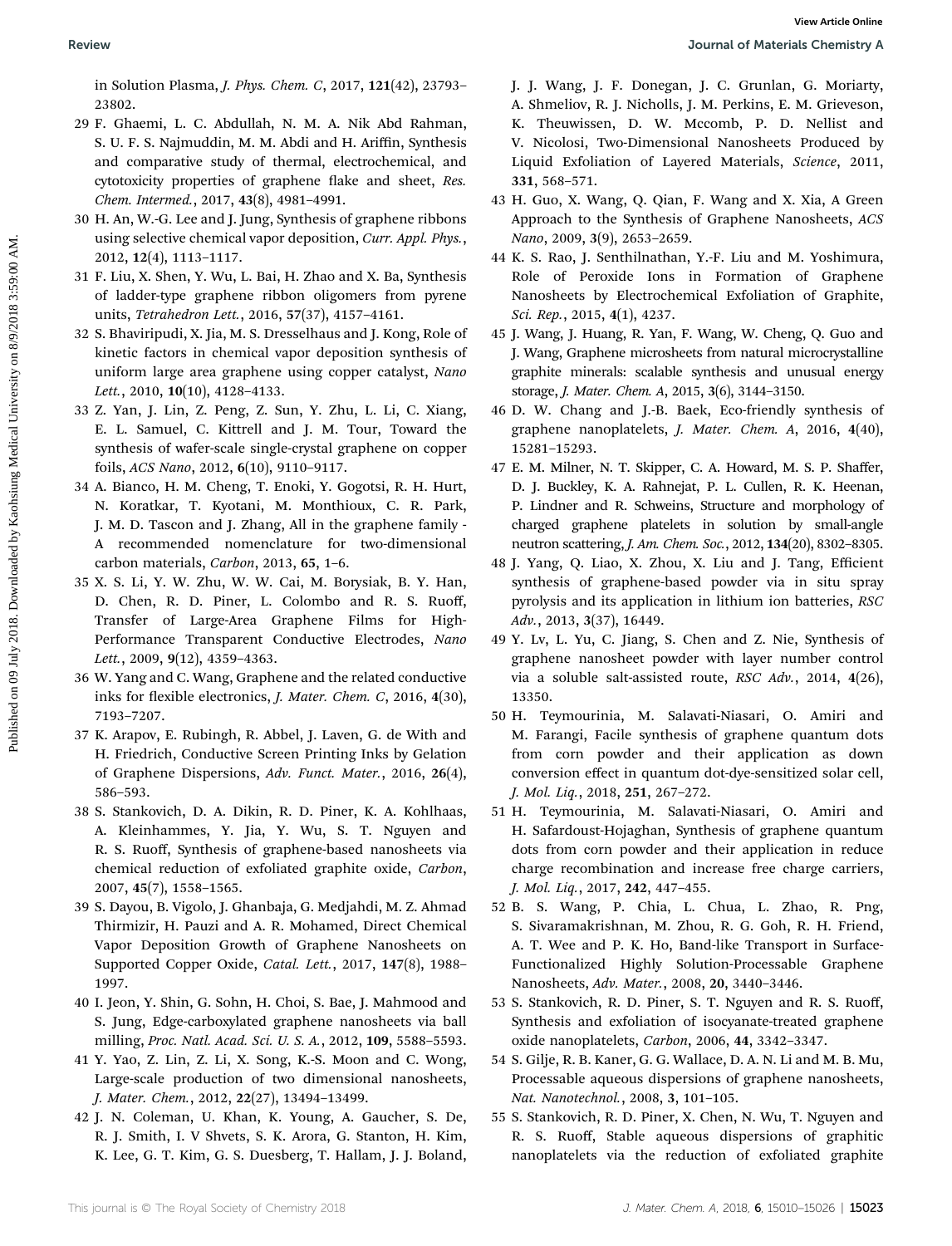in Solution Plasma, *J. Phys. Chem. C*, 2017, **121**(42), 23793–23802.

29 F. Ghaemi, L. C. Abdullah, N. M. A. Nik Abd Rahman, S. U. F. S. Najmuddin, M. M. Abdi and H. Ariffin, Synthesis and comparative study of thermal, electrochemical, and cytotoxicity properties of graphene flake and sheet, *Res. Chem. Intermed.*, 2017, **43**(8), 4981–4991.

30 H. An, W.-G. Lee and J. Jung, Synthesis of graphene ribbons using selective chemical vapor deposition, *Curr. Appl. Phys.*, 2012, **12**(4), 1113–1117.

31 F. Liu, X. Shen, Y. Wu, L. Bai, H. Zhao and X. Ba, Synthesis of ladder-type graphene ribbon oligomers from pyrene units, *Tetrahedron Lett.*, 2016, **57**(37), 4157–4161.

32 S. Bhaviripudi, X. Jia, M. S. Dresselhaus and J. Kong, Role of kinetic factors in chemical vapor deposition synthesis of uniform large area graphene using copper catalyst, *Nano Lett.*, 2010, **10**(10), 4128–4133.

33 Z. Yan, J. Lin, Z. Peng, Z. Sun, Y. Zhu, L. Li, C. Xiang, E. L. Samuel, C. Kittrell and J. M. Tour, Toward the synthesis of wafer-scale single-crystal graphene on copper foils, *ACS Nano*, 2012, **6**(10), 9110–9117.

34 A. Bianco, H. M. Cheng, T. Enoki, Y. Gogotsi, R. H. Hurt, N. Koratkar, T. Kyotani, M. Monthioux, C. R. Park, J. M. D. Tascon and J. Zhang, All in the graphene family - A recommended nomenclature for two-dimensional carbon materials, *Carbon*, 2013, **65**, 1–6.

35 X. S. Li, Y. W. Zhu, W. W. Cai, M. Borysiak, B. Y. Han, D. Chen, R. D. Piner, L. Colombo and R. S. Ruoff, Transfer of Large-Area Graphene Films for High-Performance Transparent Conductive Electrodes, *Nano Lett.*, 2009, **9**(12), 4359–4363.

36 W. Yang and C. Wang, Graphene and the related conductive inks for flexible electronics, *J. Mater. Chem. C*, 2016, **4**(30), 7193–7207.

37 K. Arapov, E. Rubingh, R. Abbel, J. Laven, G. de With and H. Friedrich, Conductive Screen Printing Inks by Gelation of Graphene Dispersions, *Adv. Funct. Mater.*, 2016, **26**(4), 586–593.

38 S. Stankovich, D. A. Dikin, R. D. Piner, K. A. Kohlhaas, A. Kleinhammes, Y. Jia, Y. Wu, S. T. Nguyen and R. S. Ruoff, Synthesis of graphene-based nanosheets via chemical reduction of exfoliated graphite oxide, *Carbon*, 2007, **45**(7), 1558–1565.

39 S. Dayou, B. Vigolo, J. Ghanbaja, G. Medjahdi, M. Z. Ahmad Thirmizir, H. Pauzi and A. R. Mohamed, Direct Chemical Vapor Deposition Growth of Graphene Nanosheets on Supported Copper Oxide, *Catal. Lett.*, 2017, **147**(8), 1988–1997.

40 I. Jeon, Y. Shin, G. Sohn, H. Choi, S. Bae, J. Mahmood and S. Jung, Edge-carboxylated graphene nanosheets via ball milling, *Proc. Natl. Acad. Sci. U. S. A.*, 2012, **109**, 5588–5593.

41 Y. Yao, Z. Lin, Z. Li, X. Song, K.-S. Moon and C. Wong, Large-scale production of two dimensional nanosheets, *J. Mater. Chem.*, 2012, **22**(27), 13494–13499.

42 J. N. Coleman, U. Khan, K. Young, A. Gaucher, S. De, R. J. Smith, I. V Shvets, S. K. Arora, G. Stanton, H. Kim, K. Lee, G. T. Kim, G. S. Duesberg, T. Hallam, J. J. Boland, J. J. Wang, J. F. Donegan, J. C. Grunlan, G. Moriarty, A. Shmeliov, R. J. Nicholls, J. M. Perkins, E. M. Grieveson, K. Theuwissen, D. W. Mccomb, P. D. Nellist and V. Nicolosi, Two-Dimensional Nanosheets Produced by Liquid Exfoliation of Layered Materials, *Science*, 2011, **331**, 568–571.

43 H. Guo, X. Wang, Q. Qian, F. Wang and X. Xia, A Green Approach to the Synthesis of Graphene Nanosheets, *ACS Nano*, 2009, **3**(9), 2653–2659.

44 K. S. Rao, J. Senthilnathan, Y.-F. Liu and M. Yoshimura, Role of Peroxide Ions in Formation of Graphene Nanosheets by Electrochemical Exfoliation of Graphite, *Sci. Rep.*, 2015, **4**(1), 4237.

45 J. Wang, J. Huang, R. Yan, F. Wang, W. Cheng, Q. Guo and J. Wang, Graphene microsheets from natural microcrystalline graphite minerals: scalable synthesis and unusual energy storage, *J. Mater. Chem. A*, 2015, **3**(6), 3144–3150.

46 D. W. Chang and J.-B. Baek, Eco-friendly synthesis of graphene nanoplatelets, *J. Mater. Chem. A*, 2016, **4**(40), 15281–15293.

47 E. M. Milner, N. T. Skipper, C. A. Howard, M. S. P. Shaffer, D. J. Buckley, K. A. Rahnejat, P. L. Cullen, R. K. Heenan, P. Lindner and R. Schweins, Structure and morphology of charged graphene platelets in solution by small-angle neutron scattering, *J. Am. Chem. Soc.*, 2012, **134**(20), 8302–8305.

48 J. Yang, Q. Liao, X. Zhou, X. Liu and J. Tang, Efficient synthesis of graphene-based powder via in situ spray pyrolysis and its application in lithium ion batteries, *RSC Adv.*, 2013, **3**(37), 16449.

49 Y. Lv, L. Yu, C. Jiang, S. Chen and Z. Nie, Synthesis of graphene nanosheet powder with layer number control via a soluble salt-assisted route, *RSC Adv.*, 2014, **4**(26), 13350.

50 H. Teymourinia, M. Salavati-Niasari, O. Amiri and M. Farangi, Facile synthesis of graphene quantum dots from corn powder and their application as down conversion effect in quantum dot-dye-sensitized solar cell, *J. Mol. Liq.*, 2018, **251**, 267–272.

51 H. Teymourinia, M. Salavati-Niasari, O. Amiri and H. Safardoust-Hojaghan, Synthesis of graphene quantum dots from corn powder and their application in reduce charge recombination and increase free charge carriers, *J. Mol. Liq.*, 2017, **242**, 447–455.

52 B. S. Wang, P. Chia, L. Chua, L. Zhao, R. Png, S. Sivaramakrishnan, M. Zhou, R. G. Goh, R. H. Friend, A. T. Wee and P. K. Ho, Band-like Transport in Surface-Functionalized Highly Solution-Processable Graphene Nanosheets, *Adv. Mater.*, 2008, **20**, 3440–3446.

53 S. Stankovich, R. D. Piner, S. T. Nguyen and R. S. Ruoff, Synthesis and exfoliation of isocyanate-treated graphene oxide nanoplatelets, *Carbon*, 2006, **44**, 3342–3347.

54 S. Gilje, R. B. Kaner, G. G. Wallace, D. A. N. Li and M. B. Mu, Processable aqueous dispersions of graphene nanosheets, *Nat. Nanotechnol.*, 2008, **3**, 101–105.

55 S. Stankovich, R. D. Piner, X. Chen, N. Wu, T. Nguyen and R. S. Ruoff, Stable aqueous dispersions of graphitic nanoplatelets via the reduction of exfoliated graphite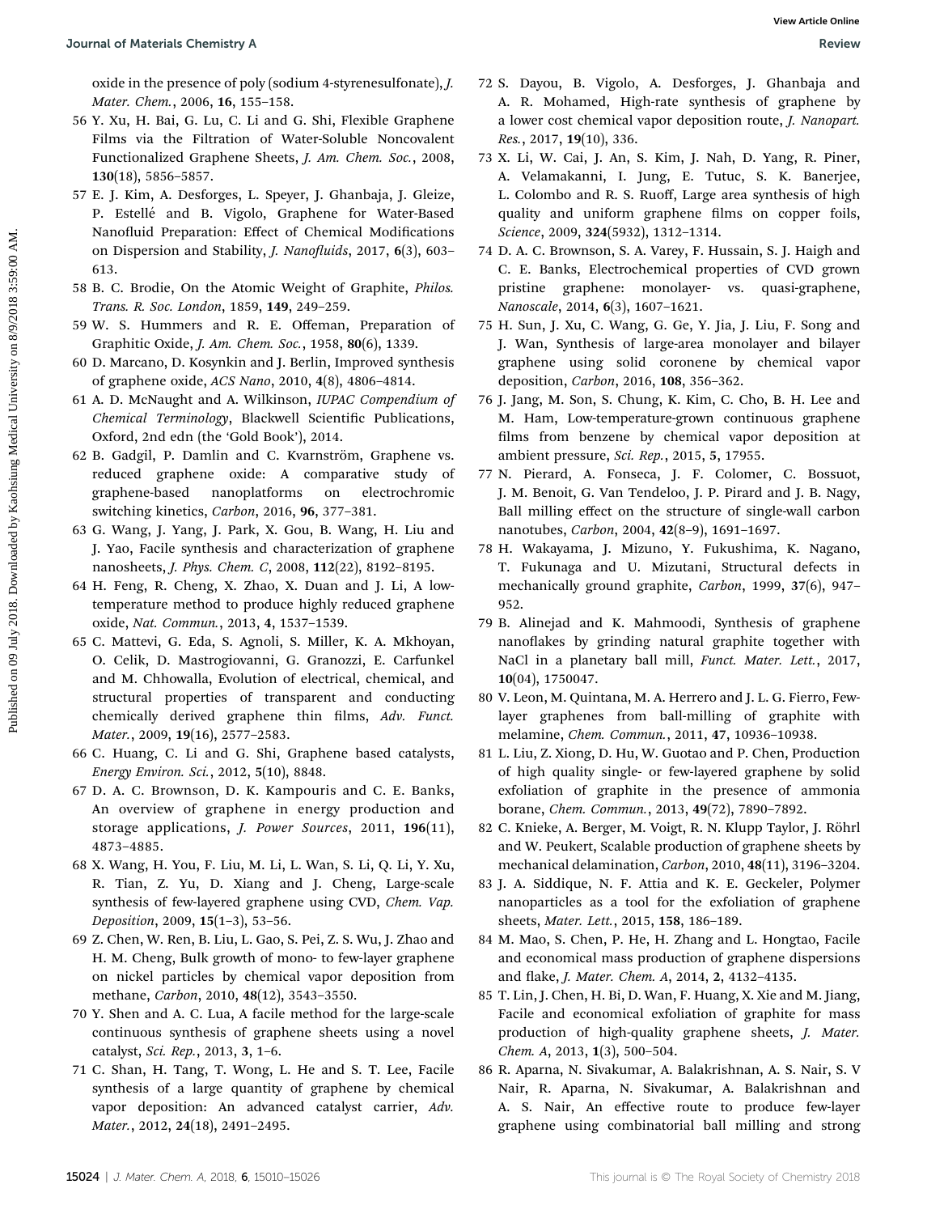oxide in the presence of poly (sodium 4-styrenesulfonate), *J. Mater. Chem.*, 2006, **16**, 155–158.

56 Y. Xu, H. Bai, G. Lu, C. Li and G. Shi, Flexible Graphene Films via the Filtration of Water-Soluble Noncovalent Functionalized Graphene Sheets, *J. Am. Chem. Soc.*, 2008, **130**(18), 5856–5857.

57 E. J. Kim, A. Desforges, L. Speyer, J. Ghanbaja, J. Gleize, P. Estellé and B. Vigolo, Graphene for Water-Based Nanofluid Preparation: Effect of Chemical Modifications on Dispersion and Stability, *J. Nanofluids*, 2017, **6**(3), 603–613.

58 B. C. Brodie, On the Atomic Weight of Graphite, *Philos. Trans. R. Soc. London*, 1859, **149**, 249–259.

59 W. S. Hummers and R. E. Offeman, Preparation of Graphitic Oxide, *J. Am. Chem. Soc.*, 1958, **80**(6), 1339.

60 D. Marcano, D. Kosynkin and J. Berlin, Improved synthesis of graphene oxide, *ACS Nano*, 2010, **4**(8), 4806–4814.

61 A. D. McNaught and A. Wilkinson, *IUPAC Compendium of Chemical Terminology*, Blackwell Scientific Publications, Oxford, 2nd edn (the 'Gold Book'), 2014.

62 B. Gadgil, P. Damlin and C. Kvarnström, Graphene vs. reduced graphene oxide: A comparative study of graphene-based nanoplatforms on electrochromic switching kinetics, *Carbon*, 2016, **96**, 377–381.

63 G. Wang, J. Yang, J. Park, X. Gou, B. Wang, H. Liu and J. Yao, Facile synthesis and characterization of graphene nanosheets, *J. Phys. Chem. C*, 2008, **112**(22), 8192–8195.

64 H. Feng, R. Cheng, X. Zhao, X. Duan and J. Li, A low-temperature method to produce highly reduced graphene oxide, *Nat. Commun.*, 2013, **4**, 1537–1539.

65 C. Mattevi, G. Eda, S. Agnoli, S. Miller, K. A. Mkhoyan, O. Celik, D. Mastrogiovanni, G. Granozzi, E. Carfunkel and M. Chhowalla, Evolution of electrical, chemical, and structural properties of transparent and conducting chemically derived graphene thin films, *Adv. Funct. Mater.*, 2009, **19**(16), 2577–2583.

66 C. Huang, C. Li and G. Shi, Graphene based catalysts, *Energy Environ. Sci.*, 2012, **5**(10), 8848.

67 D. A. C. Brownson, D. K. Kampouris and C. E. Banks, An overview of graphene in energy production and storage applications, *J. Power Sources*, 2011, **196**(11), 4873–4885.

68 X. Wang, H. You, F. Liu, M. Li, L. Wan, S. Li, Q. Li, Y. Xu, R. Tian, Z. Yu, D. Xiang and J. Cheng, Large-scale synthesis of few-layered graphene using CVD, *Chem. Vap. Deposition*, 2009, **15**(1–3), 53–56.

69 Z. Chen, W. Ren, B. Liu, L. Gao, S. Pei, Z. S. Wu, J. Zhao and H. M. Cheng, Bulk growth of mono- to few-layer graphene on nickel particles by chemical vapor deposition from methane, *Carbon*, 2010, **48**(12), 3543–3550.

70 Y. Shen and A. C. Lua, A facile method for the large-scale continuous synthesis of graphene sheets using a novel catalyst, *Sci. Rep.*, 2013, **3**, 1–6.

71 C. Shan, H. Tang, T. Wong, L. He and S. T. Lee, Facile synthesis of a large quantity of graphene by chemical vapor deposition: An advanced catalyst carrier, *Adv. Mater.*, 2012, **24**(18), 2491–2495.

72 S. Dayou, B. Vigolo, A. Desforges, J. Ghanbaja and A. R. Mohamed, High-rate synthesis of graphene by a lower cost chemical vapor deposition route, *J. Nanopart. Res.*, 2017, **19**(10), 336.

73 X. Li, W. Cai, J. An, S. Kim, J. Nah, D. Yang, R. Piner, A. Velamakanni, I. Jung, E. Tutuc, S. K. Banerjee, L. Colombo and R. S. Ruoff, Large area synthesis of high quality and uniform graphene films on copper foils, *Science*, 2009, **324**(5932), 1312–1314.

74 D. A. C. Brownson, S. A. Varey, F. Hussain, S. J. Haigh and C. E. Banks, Electrochemical properties of CVD grown pristine graphene: monolayer- vs. quasi-graphene, *Nanoscale*, 2014, **6**(3), 1607–1621.

75 H. Sun, J. Xu, C. Wang, G. Ge, Y. Jia, J. Liu, F. Song and J. Wan, Synthesis of large-area monolayer and bilayer graphene using solid coronene by chemical vapor deposition, *Carbon*, 2016, **108**, 356–362.

76 J. Jang, M. Son, S. Chung, K. Kim, C. Cho, B. H. Lee and M. Ham, Low-temperature-grown continuous graphene films from benzene by chemical vapor deposition at ambient pressure, *Sci. Rep.*, 2015, **5**, 17955.

77 N. Pierard, A. Fonseca, J. F. Colomer, C. Bossuot, J. M. Benoit, G. Van Tendeloo, J. P. Pirard and J. B. Nagy, Ball milling effect on the structure of single-wall carbon nanotubes, *Carbon*, 2004, **42**(8–9), 1691–1697.

78 H. Wakayama, J. Mizuno, Y. Fukushima, K. Nagano, T. Fukunaga and U. Mizutani, Structural defects in mechanically ground graphite, *Carbon*, 1999, **37**(6), 947–952.

79 B. Alinejad and K. Mahmoodi, Synthesis of graphene nanoflakes by grinding natural graphite together with NaCl in a planetary ball mill, *Funct. Mater. Lett.*, 2017, **10**(04), 1750047.

80 V. Leon, M. Quintana, M. A. Herrero and J. L. G. Fierro, Few-layer graphenes from ball-milling of graphite with melamine, *Chem. Commun.*, 2011, **47**, 10936–10938.

81 L. Liu, Z. Xiong, D. Hu, W. Guotao and P. Chen, Production of high quality single- or few-layered graphene by solid exfoliation of graphite in the presence of ammonia borane, *Chem. Commun.*, 2013, **49**(72), 7890–7892.

82 C. Knieke, A. Berger, M. Voigt, R. N. Klupp Taylor, J. Röhrl and W. Peukert, Scalable production of graphene sheets by mechanical delamination, *Carbon*, 2010, **48**(11), 3196–3204.

83 J. A. Siddique, N. F. Attia and K. E. Geckeler, Polymer nanoparticles as a tool for the exfoliation of graphene sheets, *Mater. Lett.*, 2015, **158**, 186–189.

84 M. Mao, S. Chen, P. He, H. Zhang and L. Hongtao, Facile and economical mass production of graphene dispersions and flake, *J. Mater. Chem. A*, 2014, **2**, 4132–4135.

85 T. Lin, J. Chen, H. Bi, D. Wan, F. Huang, X. Xie and M. Jiang, Facile and economical exfoliation of graphite for mass production of high-quality graphene sheets, *J. Mater. Chem. A*, 2013, **1**(3), 500–504.

86 R. Aparna, N. Sivakumar, A. Balakrishnan, A. S. Nair, S. V Nair, R. Aparna, N. Sivakumar, A. Balakrishnan and A. S. Nair, An effective route to produce few-layer graphene using combinatorial ball milling and strong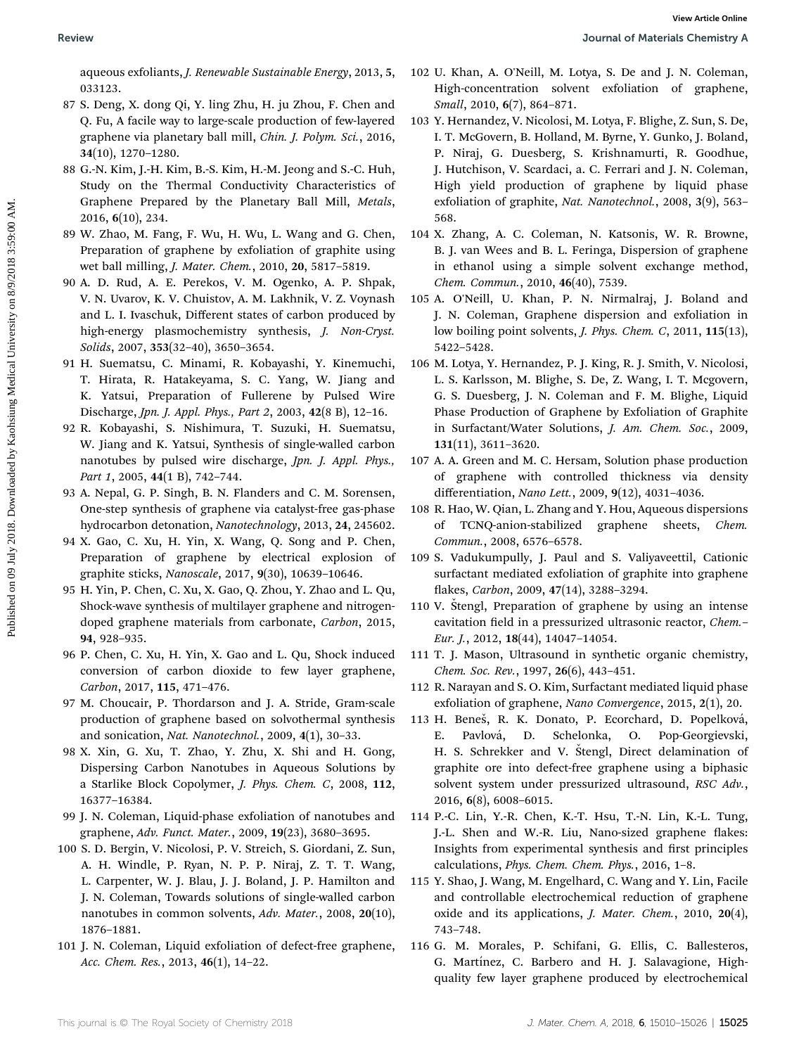aqueous exfoliants, *J. Renewable Sustainable Energy*, 2013, **5**, 033123.

87 S. Deng, X. dong Qi, Y. ling Zhu, H. ju Zhou, F. Chen and Q. Fu, A facile way to large-scale production of few-layered graphene via planetary ball mill, *Chin. J. Polym. Sci.*, 2016, **34**(10), 1270–1280.

88 G.-N. Kim, J.-H. Kim, B.-S. Kim, H.-M. Jeong and S.-C. Huh, Study on the Thermal Conductivity Characteristics of Graphene Prepared by the Planetary Ball Mill, *Metals*, 2016, **6**(10), 234.

89 W. Zhao, M. Fang, F. Wu, H. Wu, L. Wang and G. Chen, Preparation of graphene by exfoliation of graphite using wet ball milling, *J. Mater. Chem.*, 2010, **20**, 5817–5819.

90 A. D. Rud, A. E. Perekos, V. M. Ogenko, A. P. Shpak, V. N. Uvarov, K. V. Chuistov, A. M. Lakhnik, V. Z. Voynash and L. I. Ivaschuk, Different states of carbon produced by high-energy plasmochemistry synthesis, *J. Non-Cryst. Solids*, 2007, **353**(32–40), 3650–3654.

91 H. Suematsu, C. Minami, R. Kobayashi, Y. Kinemuchi, T. Hirata, R. Hatakeyama, S. C. Yang, W. Jiang and K. Yatsui, Preparation of Fullerene by Pulsed Wire Discharge, *Jpn. J. Appl. Phys., Part 2*, 2003, **42**(8 B), 12–16.

92 R. Kobayashi, S. Nishimura, T. Suzuki, H. Suematsu, W. Jiang and K. Yatsui, Synthesis of single-walled carbon nanotubes by pulsed wire discharge, *Jpn. J. Appl. Phys., Part 1*, 2005, **44**(1 B), 742–744.

93 A. Nepal, G. P. Singh, B. N. Flanders and C. M. Sorensen, One-step synthesis of graphene via catalyst-free gas-phase hydrocarbon detonation, *Nanotechnology*, 2013, **24**, 245602.

94 X. Gao, C. Xu, H. Yin, X. Wang, Q. Song and P. Chen, Preparation of graphene by electrical explosion of graphite sticks, *Nanoscale*, 2017, **9**(30), 10639–10646.

95 H. Yin, P. Chen, C. Xu, X. Gao, Q. Zhou, Y. Zhao and L. Qu, Shock-wave synthesis of multilayer graphene and nitrogen-doped graphene materials from carbonate, *Carbon*, 2015, **94**, 928–935.

96 P. Chen, C. Xu, H. Yin, X. Gao and L. Qu, Shock induced conversion of carbon dioxide to few layer graphene, *Carbon*, 2017, **115**, 471–476.

97 M. Choucair, P. Thordarson and J. A. Stride, Gram-scale production of graphene based on solvothermal synthesis and sonication, *Nat. Nanotechnol.*, 2009, **4**(1), 30–33.

98 X. Xin, G. Xu, T. Zhao, Y. Zhu, X. Shi and H. Gong, Dispersing Carbon Nanotubes in Aqueous Solutions by a Starlike Block Copolymer, *J. Phys. Chem. C*, 2008, **112**, 16377–16384.

99 J. N. Coleman, Liquid-phase exfoliation of nanotubes and graphene, *Adv. Funct. Mater.*, 2009, **19**(23), 3680–3695.

100 S. D. Bergin, V. Nicolosi, P. V. Streich, S. Giordani, Z. Sun, A. H. Windle, P. Ryan, N. P. P. Niraj, Z. T. T. Wang, L. Carpenter, W. J. Blau, J. J. Boland, J. P. Hamilton and J. N. Coleman, Towards solutions of single-walled carbon nanotubes in common solvents, *Adv. Mater.*, 2008, **20**(10), 1876–1881.

101 J. N. Coleman, Liquid exfoliation of defect-free graphene, *Acc. Chem. Res.*, 2013, **46**(1), 14–22.

102 U. Khan, A. O'Neill, M. Lotya, S. De and J. N. Coleman, High-concentration solvent exfoliation of graphene, *Small*, 2010, **6**(7), 864–871.

103 Y. Hernandez, V. Nicolosi, M. Lotya, F. Blighe, Z. Sun, S. De, I. T. McGovern, B. Holland, M. Byrne, Y. Gunko, J. Boland, P. Niraj, G. Duesberg, S. Krishnamurti, R. Goodhue, J. Hutchison, V. Scardaci, a. C. Ferrari and J. N. Coleman, High yield production of graphene by liquid phase exfoliation of graphite, *Nat. Nanotechnol.*, 2008, **3**(9), 563–568.

104 X. Zhang, A. C. Coleman, N. Katsonis, W. R. Browne, B. J. van Wees and B. L. Feringa, Dispersion of graphene in ethanol using a simple solvent exchange method, *Chem. Commun.*, 2010, **46**(40), 7539.

105 A. O'Neill, U. Khan, P. N. Nirmalraj, J. Boland and J. N. Coleman, Graphene dispersion and exfoliation in low boiling point solvents, *J. Phys. Chem. C*, 2011, **115**(13), 5422–5428.

106 M. Lotya, Y. Hernandez, P. J. King, R. J. Smith, V. Nicolosi, L. S. Karlsson, M. Blighe, S. De, Z. Wang, I. T. Mcgovern, G. S. Duesberg, J. N. Coleman and F. M. Blighe, Liquid Phase Production of Graphene by Exfoliation of Graphite in Surfactant/Water Solutions, *J. Am. Chem. Soc.*, 2009, **131**(11), 3611–3620.

107 A. A. Green and M. C. Hersam, Solution phase production of graphene with controlled thickness via density differentiation, *Nano Lett.*, 2009, **9**(12), 4031–4036.

108 R. Hao, W. Qian, L. Zhang and Y. Hou, Aqueous dispersions of TCNQ-anion-stabilized graphene sheets, *Chem. Commun.*, 2008, 6576–6578.

109 S. Vadukumpully, J. Paul and S. Valiyaveettil, Cationic surfactant mediated exfoliation of graphite into graphene flakes, *Carbon*, 2009, **47**(14), 3288–3294.

110 V. Štengl, Preparation of graphene by using an intense cavitation field in a pressurized ultrasonic reactor, *Chem.–Eur. J.*, 2012, **18**(44), 14047–14054.

111 T. J. Mason, Ultrasound in synthetic organic chemistry, *Chem. Soc. Rev.*, 1997, **26**(6), 443–451.

112 R. Narayan and S. O. Kim, Surfactant mediated liquid phase exfoliation of graphene, *Nano Convergence*, 2015, **2**(1), 20.

113 H. Beneš, R. K. Donato, P. Ecorchard, D. Popelková, E. Pavlová, D. Schelonka, O. Pop-Georgievski, H. S. Schrekker and V. Štengl, Direct delamination of graphite ore into defect-free graphene using a biphasic solvent system under pressurized ultrasound, *RSC Adv.*, 2016, **6**(8), 6008–6015.

114 P.-C. Lin, Y.-R. Chen, K.-T. Hsu, T.-N. Lin, K.-L. Tung, J.-L. Shen and W.-R. Liu, Nano-sized graphene flakes: Insights from experimental synthesis and first principles calculations, *Phys. Chem. Chem. Phys.*, 2016, 1–8.

115 Y. Shao, J. Wang, M. Engelhard, C. Wang and Y. Lin, Facile and controllable electrochemical reduction of graphene oxide and its applications, *J. Mater. Chem.*, 2010, **20**(4), 743–748.

116 G. M. Morales, P. Schifani, G. Ellis, C. Ballesteros, G. Martínez, C. Barbero and H. J. Salavagione, High-quality few layer graphene produced by electrochemical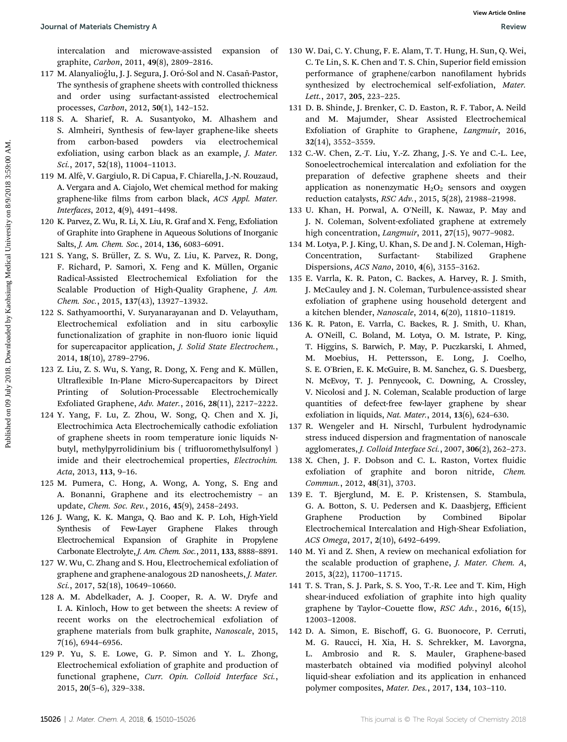intercalation and microwave-assisted expansion of graphite, *Carbon*, 2011, **49**(8), 2809–2816.

117 M. Alanyalioğlu, J. J. Segura, J. Oró-Sol and N. Casañ-Pastor, The synthesis of graphene sheets with controlled thickness and order using surfactant-assisted electrochemical processes, *Carbon*, 2012, **50**(1), 142–152.

118 S. A. Sharief, R. A. Susantyoko, M. Alhashem and S. Almheiri, Synthesis of few-layer graphene-like sheets from carbon-based powders via electrochemical exfoliation, using carbon black as an example, *J. Mater. Sci.*, 2017, **52**(18), 11004–11013.

119 M. Alfè, V. Gargiulo, R. Di Capua, F. Chiarella, J.-N. Rouzaud, A. Vergara and A. Ciajolo, Wet chemical method for making graphene-like films from carbon black, *ACS Appl. Mater. Interfaces*, 2012, **4**(9), 4491–4498.

120 K. Parvez, Z. Wu, R. Li, X. Liu, R. Graf and X. Feng, Exfoliation of Graphite into Graphene in Aqueous Solutions of Inorganic Salts, *J. Am. Chem. Soc.*, 2014, **136**, 6083–6091.

121 S. Yang, S. Brüller, Z. S. Wu, Z. Liu, K. Parvez, R. Dong, F. Richard, P. Samorì, X. Feng and K. Müllen, Organic Radical-Assisted Electrochemical Exfoliation for the Scalable Production of High-Quality Graphene, *J. Am. Chem. Soc.*, 2015, **137**(43), 13927–13932.

122 S. Sathyamoorthi, V. Suryanarayanan and D. Velayutham, Electrochemical exfoliation and in situ carboxylic functionalization of graphite in non-fluoro ionic liquid for supercapacitor application, *J. Solid State Electrochem.*, 2014, **18**(10), 2789–2796.

123 Z. Liu, Z. S. Wu, S. Yang, R. Dong, X. Feng and K. Müllen, Ultraflexible In-Plane Micro-Supercapacitors by Direct Printing of Solution-Processable Electrochemically Exfoliated Graphene, *Adv. Mater.*, 2016, **28**(11), 2217–2222.

124 Y. Yang, F. Lu, Z. Zhou, W. Song, Q. Chen and X. Ji, Electrochimica Acta Electrochemically cathodic exfoliation of graphene sheets in room temperature ionic liquids N-butyl, methylpyrrolidinium bis ( trifluoromethylsulfonyl ) imide and their electrochemical properties, *Electrochim. Acta*, 2013, **113**, 9–16.

125 M. Pumera, C. Hong, A. Wong, A. Yong, S. Eng and A. Bonanni, Graphene and its electrochemistry – an update, *Chem. Soc. Rev.*, 2016, **45**(9), 2458–2493.

126 J. Wang, K. K. Manga, Q. Bao and K. P. Loh, High-Yield Synthesis of Few-Layer Graphene Flakes through Electrochemical Expansion of Graphite in Propylene Carbonate Electrolyte, *J. Am. Chem. Soc.*, 2011, **133**, 8888–8891.

127 W. Wu, C. Zhang and S. Hou, Electrochemical exfoliation of graphene and graphene-analogous 2D nanosheets, *J. Mater. Sci.*, 2017, **52**(18), 10649–10660.

128 A. M. Abdelkader, A. J. Cooper, R. A. W. Dryfe and I. A. Kinloch, How to get between the sheets: A review of recent works on the electrochemical exfoliation of graphene materials from bulk graphite, *Nanoscale*, 2015, **7**(16), 6944–6956.

129 P. Yu, S. E. Lowe, G. P. Simon and Y. L. Zhong, Electrochemical exfoliation of graphite and production of functional graphene, *Curr. Opin. Colloid Interface Sci.*, 2015, **20**(5–6), 329–338.

130 W. Dai, C. Y. Chung, F. E. Alam, T. T. Hung, H. Sun, Q. Wei, C. Te Lin, S. K. Chen and T. S. Chin, Superior field emission performance of graphene/carbon nanofilament hybrids synthesized by electrochemical self-exfoliation, *Mater. Lett.*, 2017, **205**, 223–225.

131 D. B. Shinde, J. Brenker, C. D. Easton, R. F. Tabor, A. Neild and M. Majumder, Shear Assisted Electrochemical Exfoliation of Graphite to Graphene, *Langmuir*, 2016, **32**(14), 3552–3559.

132 C.-W. Chen, Z.-T. Liu, Y.-Z. Zhang, J.-S. Ye and C.-L. Lee, Sonoelectrochemical intercalation and exfoliation for the preparation of defective graphene sheets and their application as nonenzymatic $H_2O_2$ sensors and oxygen reduction catalysts, *RSC Adv.*, 2015, **5**(28), 21988–21998.

133 U. Khan, H. Porwal, A. O'Neill, K. Nawaz, P. May and J. N. Coleman, Solvent-exfoliated graphene at extremely high concentration, *Langmuir*, 2011, **27**(15), 9077–9082.

134 M. Lotya, P. J. King, U. Khan, S. De and J. N. Coleman, High-Concentration, Surfactant- Stabilized Graphene Dispersions, *ACS Nano*, 2010, **4**(6), 3155–3162.

135 E. Varrla, K. R. Paton, C. Backes, A. Harvey, R. J. Smith, J. McCauley and J. N. Coleman, Turbulence-assisted shear exfoliation of graphene using household detergent and a kitchen blender, *Nanoscale*, 2014, **6**(20), 11810–11819.

136 K. R. Paton, E. Varrla, C. Backes, R. J. Smith, U. Khan, A. O'Neill, C. Boland, M. Lotya, O. M. Istrate, P. King, T. Higgins, S. Barwich, P. May, P. Puczkarski, I. Ahmed, M. Moebius, H. Pettersson, E. Long, J. Coelho, S. E. O'Brien, E. K. McGuire, B. M. Sanchez, G. S. Duesberg, N. McEvoy, T. J. Pennycook, C. Downing, A. Crossley, V. Nicolosi and J. N. Coleman, Scalable production of large quantities of defect-free few-layer graphene by shear exfoliation in liquids, *Nat. Mater.*, 2014, **13**(6), 624–630.

137 R. Wengeler and H. Nirschl, Turbulent hydrodynamic stress induced dispersion and fragmentation of nanoscale agglomerates, *J. Colloid Interface Sci.*, 2007, **306**(2), 262–273.

138 X. Chen, J. F. Dobson and C. L. Raston, Vortex fluidic exfoliation of graphite and boron nitride, *Chem. Commun.*, 2012, **48**(31), 3703.

139 E. T. Bjerglund, M. E. P. Kristensen, S. Stambula, G. A. Botton, S. U. Pedersen and K. Daasbjerg, Efficient Graphene Production by Combined Bipolar Electrochemical Intercalation and High-Shear Exfoliation, *ACS Omega*, 2017, **2**(10), 6492–6499.

140 M. Yi and Z. Shen, A review on mechanical exfoliation for the scalable production of graphene, *J. Mater. Chem. A*, 2015, **3**(22), 11700–11715.

141 T. S. Tran, S. J. Park, S. S. Yoo, T.-R. Lee and T. Kim, High shear-induced exfoliation of graphite into high quality graphene by Taylor–Couette flow, *RSC Adv.*, 2016, **6**(15), 12003–12008.

142 D. A. Simon, E. Bischoff, G. G. Buonocore, P. Cerruti, M. G. Raucci, H. Xia, H. S. Schrekker, M. Lavorgna, L. Ambrosio and R. S. Mauler, Graphene-based masterbatch obtained via modified polyvinyl alcohol liquid-shear exfoliation and its application in enhanced polymer composites, *Mater. Des.*, 2017, **134**, 103–110.